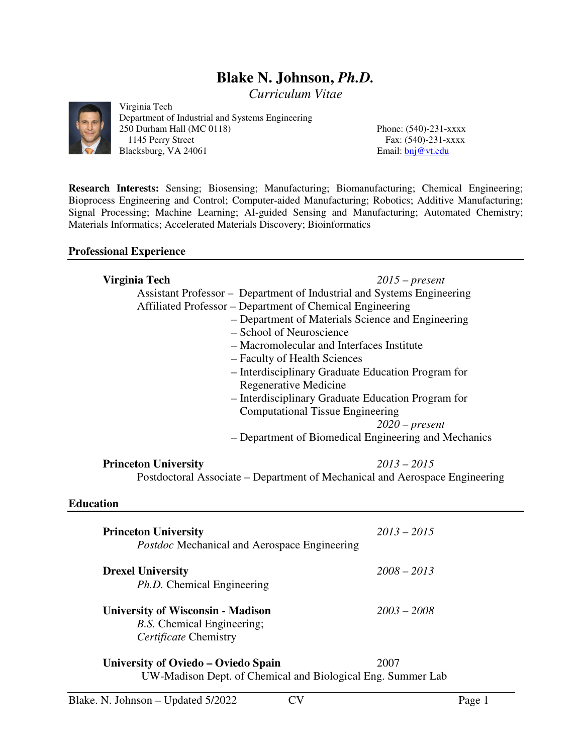# Blake N. Johnson, *Ph.D.*

*Curriculum Vitae*

Virginia Tech
Department of Industrial and Systems Engineering
250 Durham Hall (MC 0118)
1145 Perry Street
Blacksburg, VA 24061

Phone: (540)-231-xxxx
Fax: (540)-231-xxxx
Email: bnj@vt.edu

**Research Interests:** Sensing; Biosensing; Manufacturing; Biomanufacturing; Chemical Engineering; Bioprocess Engineering and Control; Computer-aided Manufacturing; Robotics; Additive Manufacturing; Signal Processing; Machine Learning; AI-guided Sensing and Manufacturing; Automated Chemistry; Materials Informatics; Accelerated Materials Discovery; Bioinformatics

## Professional Experience

**Virginia Tech** *2015 – present*

Assistant Professor – Department of Industrial and Systems Engineering

Affiliated Professor – Department of Chemical Engineering
– Department of Materials Science and Engineering
– School of Neuroscience
– Macromolecular and Interfaces Institute
– Faculty of Health Sciences
– Interdisciplinary Graduate Education Program for Regenerative Medicine
– Interdisciplinary Graduate Education Program for Computational Tissue Engineering

*2020 – present*
– Department of Biomedical Engineering and Mechanics

**Princeton University** *2013 – 2015*

Postdoctoral Associate – Department of Mechanical and Aerospace Engineering

## Education

**Princeton University** *2013 – 2015*
*Postdoc* Mechanical and Aerospace Engineering

**Drexel University** *2008 – 2013*
*Ph.D.* Chemical Engineering

**University of Wisconsin - Madison** *2003 – 2008*
*B.S.* Chemical Engineering;
*Certificate* Chemistry

**University of Oviedo – Oviedo Spain** 2007
UW-Madison Dept. of Chemical and Biological Eng. Summer Lab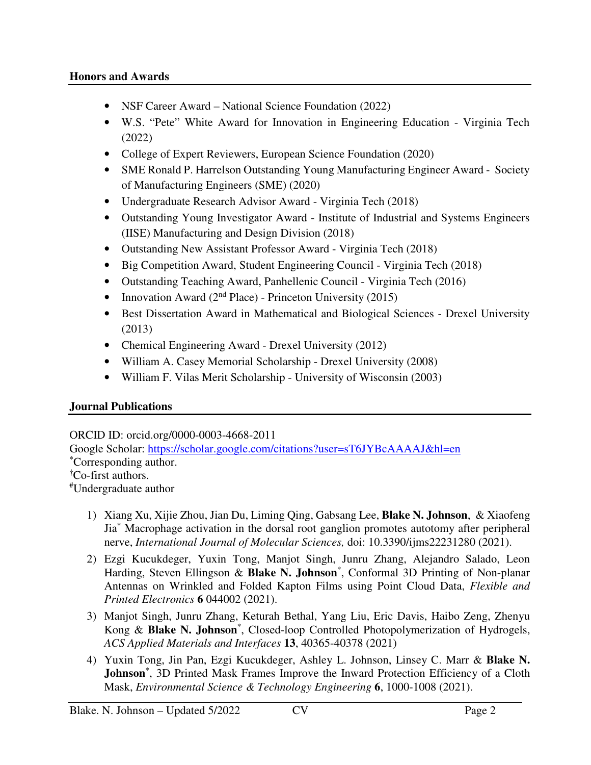## Honors and Awards

- NSF Career Award – National Science Foundation (2022)
- W.S. "Pete" White Award for Innovation in Engineering Education - Virginia Tech (2022)
- College of Expert Reviewers, European Science Foundation (2020)
- SME Ronald P. Harrelson Outstanding Young Manufacturing Engineer Award - Society of Manufacturing Engineers (SME) (2020)
- Undergraduate Research Advisor Award - Virginia Tech (2018)
- Outstanding Young Investigator Award - Institute of Industrial and Systems Engineers (IISE) Manufacturing and Design Division (2018)
- Outstanding New Assistant Professor Award - Virginia Tech (2018)
- Big Competition Award, Student Engineering Council - Virginia Tech (2018)
- Outstanding Teaching Award, Panhellenic Council - Virginia Tech (2016)
- Innovation Award (2nd Place) - Princeton University (2015)
- Best Dissertation Award in Mathematical and Biological Sciences - Drexel University (2013)
- Chemical Engineering Award - Drexel University (2012)
- William A. Casey Memorial Scholarship - Drexel University (2008)
- William F. Vilas Merit Scholarship - University of Wisconsin (2003)

## Journal Publications

ORCID ID: orcid.org/0000-0003-4668-2011
Google Scholar: https://scholar.google.com/citations?user=sT6JYBcAAAAJ&hl=en
*Corresponding author.
†Co-first authors.
#Undergraduate author

1) Xiang Xu, Xijie Zhou, Jian Du, Liming Qing, Gabsang Lee, **Blake N. Johnson**, & Xiaofeng Jia* Macrophage activation in the dorsal root ganglion promotes autotomy after peripheral nerve, *International Journal of Molecular Sciences,* doi: 10.3390/ijms22231280 (2021).
2) Ezgi Kucukdeger, Yuxin Tong, Manjot Singh, Junru Zhang, Alejandro Salado, Leon Harding, Steven Ellingson & **Blake N. Johnson***, Conformal 3D Printing of Non-planar Antennas on Wrinkled and Folded Kapton Films using Point Cloud Data, *Flexible and Printed Electronics* **6** 044002 (2021).
3) Manjot Singh, Junru Zhang, Keturah Bethal, Yang Liu, Eric Davis, Haibo Zeng, Zhenyu Kong & **Blake N. Johnson***, Closed-loop Controlled Photopolymerization of Hydrogels, *ACS Applied Materials and Interfaces* **13**, 40365-40378 (2021)
4) Yuxin Tong, Jin Pan, Ezgi Kucukdeger, Ashley L. Johnson, Linsey C. Marr & **Blake N. Johnson***, 3D Printed Mask Frames Improve the Inward Protection Efficiency of a Cloth Mask, *Environmental Science & Technology Engineering* **6**, 1000-1008 (2021).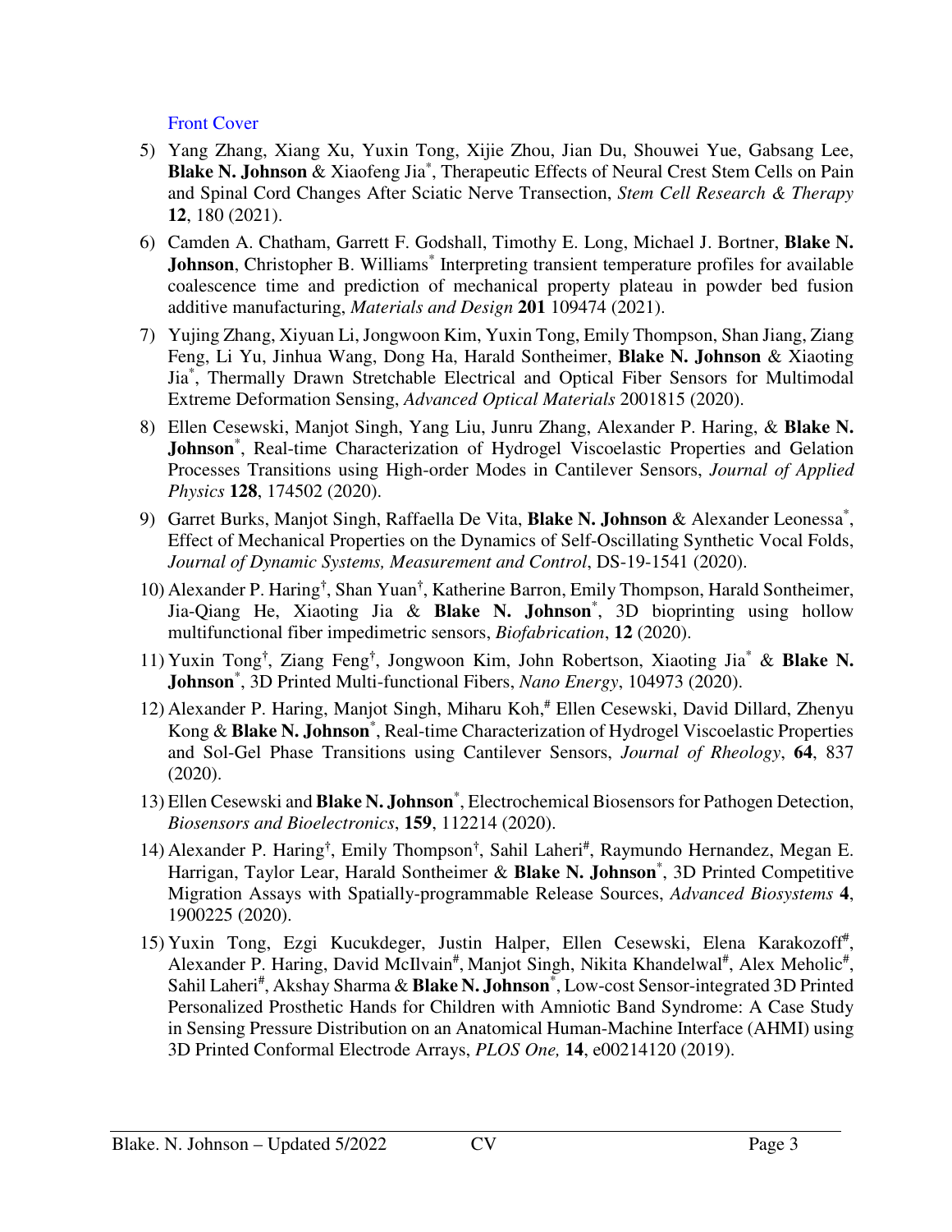Front Cover

5) Yang Zhang, Xiang Xu, Yuxin Tong, Xijie Zhou, Jian Du, Shouwei Yue, Gabsang Lee, **Blake N. Johnson** & Xiaofeng Jia*, Therapeutic Effects of Neural Crest Stem Cells on Pain and Spinal Cord Changes After Sciatic Nerve Transection, *Stem Cell Research & Therapy* **12**, 180 (2021).

6) Camden A. Chatham, Garrett F. Godshall, Timothy E. Long, Michael J. Bortner, **Blake N. Johnson**, Christopher B. Williams* Interpreting transient temperature profiles for available coalescence time and prediction of mechanical property plateau in powder bed fusion additive manufacturing, *Materials and Design* **201** 109474 (2021).

7) Yujing Zhang, Xiyuan Li, Jongwoon Kim, Yuxin Tong, Emily Thompson, Shan Jiang, Ziang Feng, Li Yu, Jinhua Wang, Dong Ha, Harald Sontheimer, **Blake N. Johnson** & Xiaoting Jia*, Thermally Drawn Stretchable Electrical and Optical Fiber Sensors for Multimodal Extreme Deformation Sensing, *Advanced Optical Materials* 2001815 (2020).

8) Ellen Cesewski, Manjot Singh, Yang Liu, Junru Zhang, Alexander P. Haring, & **Blake N. Johnson***, Real-time Characterization of Hydrogel Viscoelastic Properties and Gelation Processes Transitions using High-order Modes in Cantilever Sensors, *Journal of Applied Physics* **128**, 174502 (2020).

9) Garret Burks, Manjot Singh, Raffaella De Vita, **Blake N. Johnson** & Alexander Leonessa*, Effect of Mechanical Properties on the Dynamics of Self-Oscillating Synthetic Vocal Folds, *Journal of Dynamic Systems, Measurement and Control*, DS-19-1541 (2020).

10) Alexander P. Haring†, Shan Yuan†, Katherine Barron, Emily Thompson, Harald Sontheimer, Jia-Qiang He, Xiaoting Jia & **Blake N. Johnson***, 3D bioprinting using hollow multifunctional fiber impedimetric sensors, *Biofabrication*, **12** (2020).

11) Yuxin Tong†, Ziang Feng†, Jongwoon Kim, John Robertson, Xiaoting Jia* & **Blake N. Johnson***, 3D Printed Multi-functional Fibers, *Nano Energy*, 104973 (2020).

12) Alexander P. Haring, Manjot Singh, Miharu Koh,# Ellen Cesewski, David Dillard, Zhenyu Kong & **Blake N. Johnson***, Real-time Characterization of Hydrogel Viscoelastic Properties and Sol-Gel Phase Transitions using Cantilever Sensors, *Journal of Rheology*, **64**, 837 (2020).

13) Ellen Cesewski and **Blake N. Johnson***, Electrochemical Biosensors for Pathogen Detection, *Biosensors and Bioelectronics*, **159**, 112214 (2020).

14) Alexander P. Haring†, Emily Thompson†, Sahil Laheri#, Raymundo Hernandez, Megan E. Harrigan, Taylor Lear, Harald Sontheimer & **Blake N. Johnson***, 3D Printed Competitive Migration Assays with Spatially-programmable Release Sources, *Advanced Biosystems* **4**, 1900225 (2020).

15) Yuxin Tong, Ezgi Kucukdeger, Justin Halper, Ellen Cesewski, Elena Karakozoff#, Alexander P. Haring, David McIlvain#, Manjot Singh, Nikita Khandelwal#, Alex Meholic#, Sahil Laheri#, Akshay Sharma & **Blake N. Johnson***, Low-cost Sensor-integrated 3D Printed Personalized Prosthetic Hands for Children with Amniotic Band Syndrome: A Case Study in Sensing Pressure Distribution on an Anatomical Human-Machine Interface (AHMI) using 3D Printed Conformal Electrode Arrays, *PLOS One,* **14**, e00214120 (2019).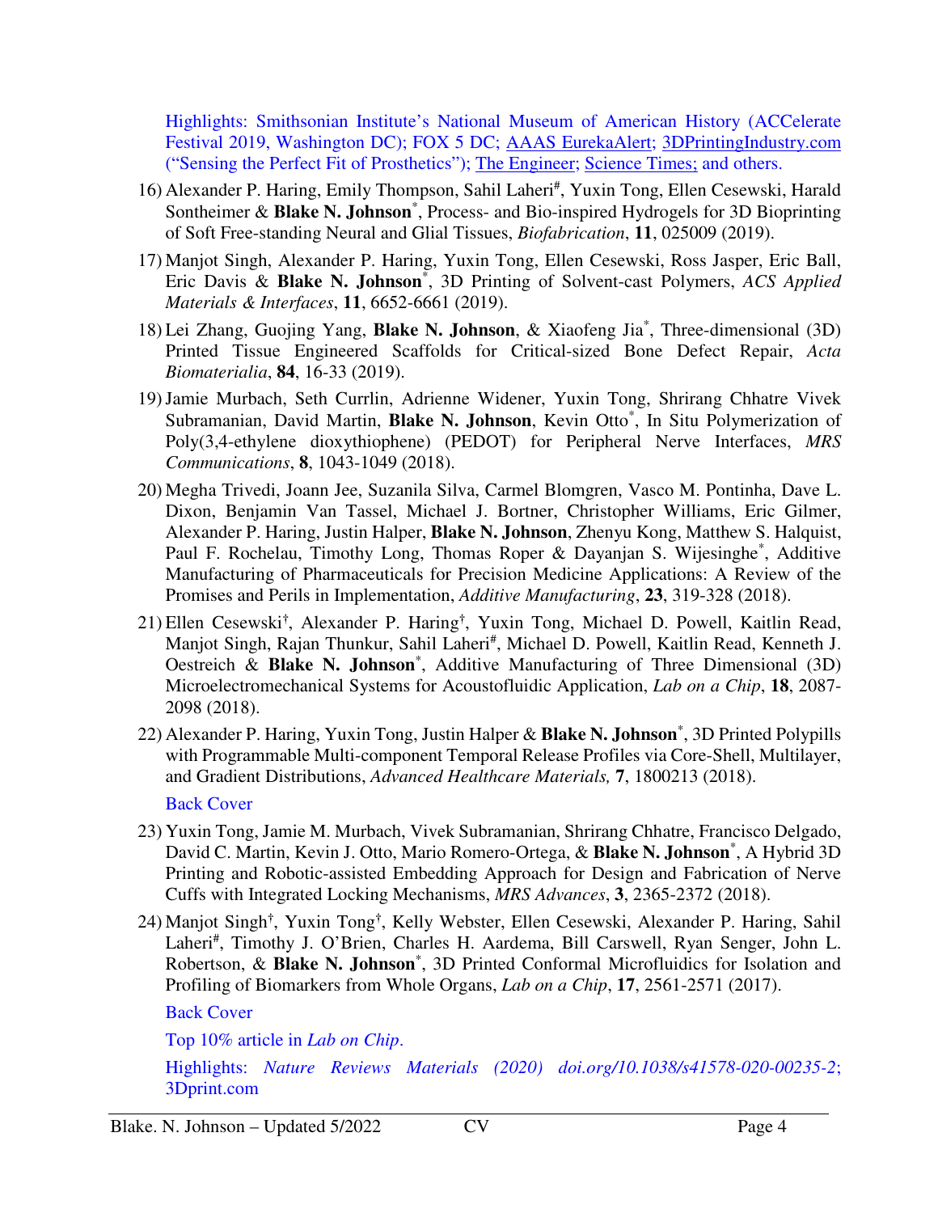Highlights: Smithsonian Institute's National Museum of American History (ACCelerate Festival 2019, Washington DC); FOX 5 DC; AAAS EurekaAlert; 3DPrintingIndustry.com ("Sensing the Perfect Fit of Prosthetics"); The Engineer; Science Times; and others.

16) Alexander P. Haring, Emily Thompson, Sahil Laheri[#], Yuxin Tong, Ellen Cesewski, Harald Sontheimer & **Blake N. Johnson**[*], Process- and Bio-inspired Hydrogels for 3D Bioprinting of Soft Free-standing Neural and Glial Tissues, *Biofabrication*, **11**, 025009 (2019).

17) Manjot Singh, Alexander P. Haring, Yuxin Tong, Ellen Cesewski, Ross Jasper, Eric Ball, Eric Davis & **Blake N. Johnson**[*], 3D Printing of Solvent-cast Polymers, *ACS Applied Materials & Interfaces*, **11**, 6652-6661 (2019).

18) Lei Zhang, Guojing Yang, **Blake N. Johnson**, & Xiaofeng Jia[*], Three-dimensional (3D) Printed Tissue Engineered Scaffolds for Critical-sized Bone Defect Repair, *Acta Biomaterialia*, **84**, 16-33 (2019).

19) Jamie Murbach, Seth Currlin, Adrienne Widener, Yuxin Tong, Shrirang Chhatre Vivek Subramanian, David Martin, **Blake N. Johnson**, Kevin Otto[*], In Situ Polymerization of Poly(3,4-ethylene dioxythiophene) (PEDOT) for Peripheral Nerve Interfaces, *MRS Communications*, **8**, 1043-1049 (2018).

20) Megha Trivedi, Joann Jee, Suzanila Silva, Carmel Blomgren, Vasco M. Pontinha, Dave L. Dixon, Benjamin Van Tassel, Michael J. Bortner, Christopher Williams, Eric Gilmer, Alexander P. Haring, Justin Halper, **Blake N. Johnson**, Zhenyu Kong, Matthew S. Halquist, Paul F. Rochelau, Timothy Long, Thomas Roper & Dayanjan S. Wijesinghe[*], Additive Manufacturing of Pharmaceuticals for Precision Medicine Applications: A Review of the Promises and Perils in Implementation, *Additive Manufacturing*, **23**, 319-328 (2018).

21) Ellen Cesewski[†], Alexander P. Haring[†], Yuxin Tong, Michael D. Powell, Kaitlin Read, Manjot Singh, Rajan Thunkur, Sahil Laheri[#], Michael D. Powell, Kaitlin Read, Kenneth J. Oestreich & **Blake N. Johnson**[*], Additive Manufacturing of Three Dimensional (3D) Microelectromechanical Systems for Acoustofluidic Application, *Lab on a Chip*, **18**, 2087-2098 (2018).

22) Alexander P. Haring, Yuxin Tong, Justin Halper & **Blake N. Johnson**[*], 3D Printed Polypills with Programmable Multi-component Temporal Release Profiles via Core-Shell, Multilayer, and Gradient Distributions, *Advanced Healthcare Materials,* **7**, 1800213 (2018).

    Back Cover

23) Yuxin Tong, Jamie M. Murbach, Vivek Subramanian, Shrirang Chhatre, Francisco Delgado, David C. Martin, Kevin J. Otto, Mario Romero-Ortega, & **Blake N. Johnson**[*], A Hybrid 3D Printing and Robotic-assisted Embedding Approach for Design and Fabrication of Nerve Cuffs with Integrated Locking Mechanisms, *MRS Advances*, **3**, 2365-2372 (2018).

24) Manjot Singh[†], Yuxin Tong[†], Kelly Webster, Ellen Cesewski, Alexander P. Haring, Sahil Laheri[#], Timothy J. O'Brien, Charles H. Aardema, Bill Carswell, Ryan Senger, John L. Robertson, & **Blake N. Johnson**[*], 3D Printed Conformal Microfluidics for Isolation and Profiling of Biomarkers from Whole Organs, *Lab on a Chip*, **17**, 2561-2571 (2017).

    Back Cover

    Top 10% article in *Lab on Chip*.

    Highlights: *Nature Reviews Materials (2020) doi.org/10.1038/s41578-020-00235-2*; 3Dprint.com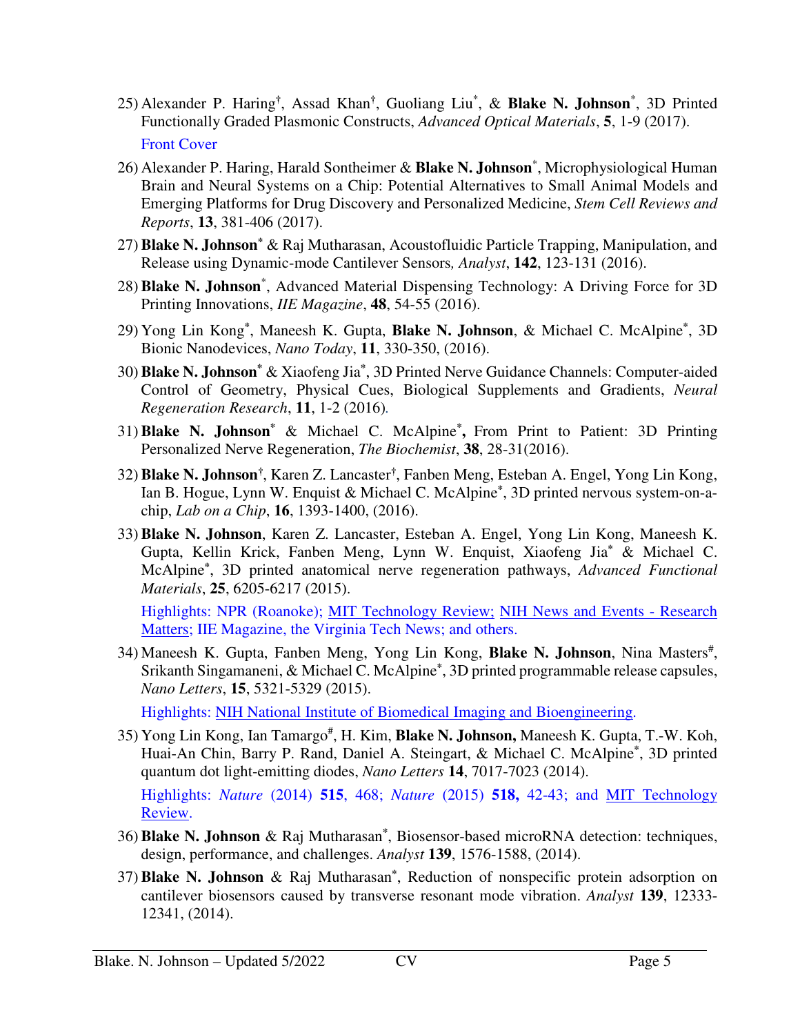25) Alexander P. Haring[†], Assad Khan[†], Guoliang Liu[*], & **Blake N. Johnson**[*], 3D Printed Functionally Graded Plasmonic Constructs, *Advanced Optical Materials*, **5**, 1-9 (2017).

    Front Cover

26) Alexander P. Haring, Harald Sontheimer & **Blake N. Johnson**[*], Microphysiological Human Brain and Neural Systems on a Chip: Potential Alternatives to Small Animal Models and Emerging Platforms for Drug Discovery and Personalized Medicine, *Stem Cell Reviews and Reports*, **13**, 381-406 (2017).

27) **Blake N. Johnson**[*] & Raj Mutharasan, Acoustofluidic Particle Trapping, Manipulation, and Release using Dynamic-mode Cantilever Sensors*, Analyst*, **142**, 123-131 (2016).

28) **Blake N. Johnson**[*], Advanced Material Dispensing Technology: A Driving Force for 3D Printing Innovations, *IIE Magazine*, **48**, 54-55 (2016).

29) Yong Lin Kong[*], Maneesh K. Gupta, **Blake N. Johnson**, & Michael C. McAlpine[*], 3D Bionic Nanodevices, *Nano Today*, **11**, 330-350, (2016).

30) **Blake N. Johnson**[*] & Xiaofeng Jia[*], 3D Printed Nerve Guidance Channels: Computer-aided Control of Geometry, Physical Cues, Biological Supplements and Gradients, *Neural Regeneration Research*, **11**, 1-2 (2016).

31) **Blake N. Johnson**[*] & Michael C. McAlpine[*], From Print to Patient: 3D Printing Personalized Nerve Regeneration, *The Biochemist*, **38**, 28-31(2016).

32) **Blake N. Johnson**[†], Karen Z. Lancaster[†], Fanben Meng, Esteban A. Engel, Yong Lin Kong, Ian B. Hogue, Lynn W. Enquist & Michael C. McAlpine[*], 3D printed nervous system-on-a-chip, *Lab on a Chip*, **16**, 1393-1400, (2016).

33) **Blake N. Johnson**, Karen Z. Lancaster, Esteban A. Engel, Yong Lin Kong, Maneesh K. Gupta, Kellin Krick, Fanben Meng, Lynn W. Enquist, Xiaofeng Jia[*] & Michael C. McAlpine[*], 3D printed anatomical nerve regeneration pathways, *Advanced Functional Materials*, **25**, 6205-6217 (2015).

    Highlights: NPR (Roanoke); MIT Technology Review; NIH News and Events - Research Matters; IIE Magazine, the Virginia Tech News; and others.

34) Maneesh K. Gupta, Fanben Meng, Yong Lin Kong, **Blake N. Johnson**, Nina Masters[#], Srikanth Singamaneni, & Michael C. McAlpine[*], 3D printed programmable release capsules, *Nano Letters*, **15**, 5321-5329 (2015).

    Highlights: NIH National Institute of Biomedical Imaging and Bioengineering.

35) Yong Lin Kong, Ian Tamargo[#], H. Kim, **Blake N. Johnson,** Maneesh K. Gupta, T.-W. Koh, Huai-An Chin, Barry P. Rand, Daniel A. Steingart, & Michael C. McAlpine[*], 3D printed quantum dot light-emitting diodes, *Nano Letters* **14**, 7017-7023 (2014).

    Highlights: *Nature* (2014) **515**, 468; *Nature* (2015) **518,** 42-43; and MIT Technology Review.

36) **Blake N. Johnson** & Raj Mutharasan[*], Biosensor-based microRNA detection: techniques, design, performance, and challenges. *Analyst* **139**, 1576-1588, (2014).

37) **Blake N. Johnson** & Raj Mutharasan[*], Reduction of nonspecific protein adsorption on cantilever biosensors caused by transverse resonant mode vibration. *Analyst* **139**, 12333-12341, (2014).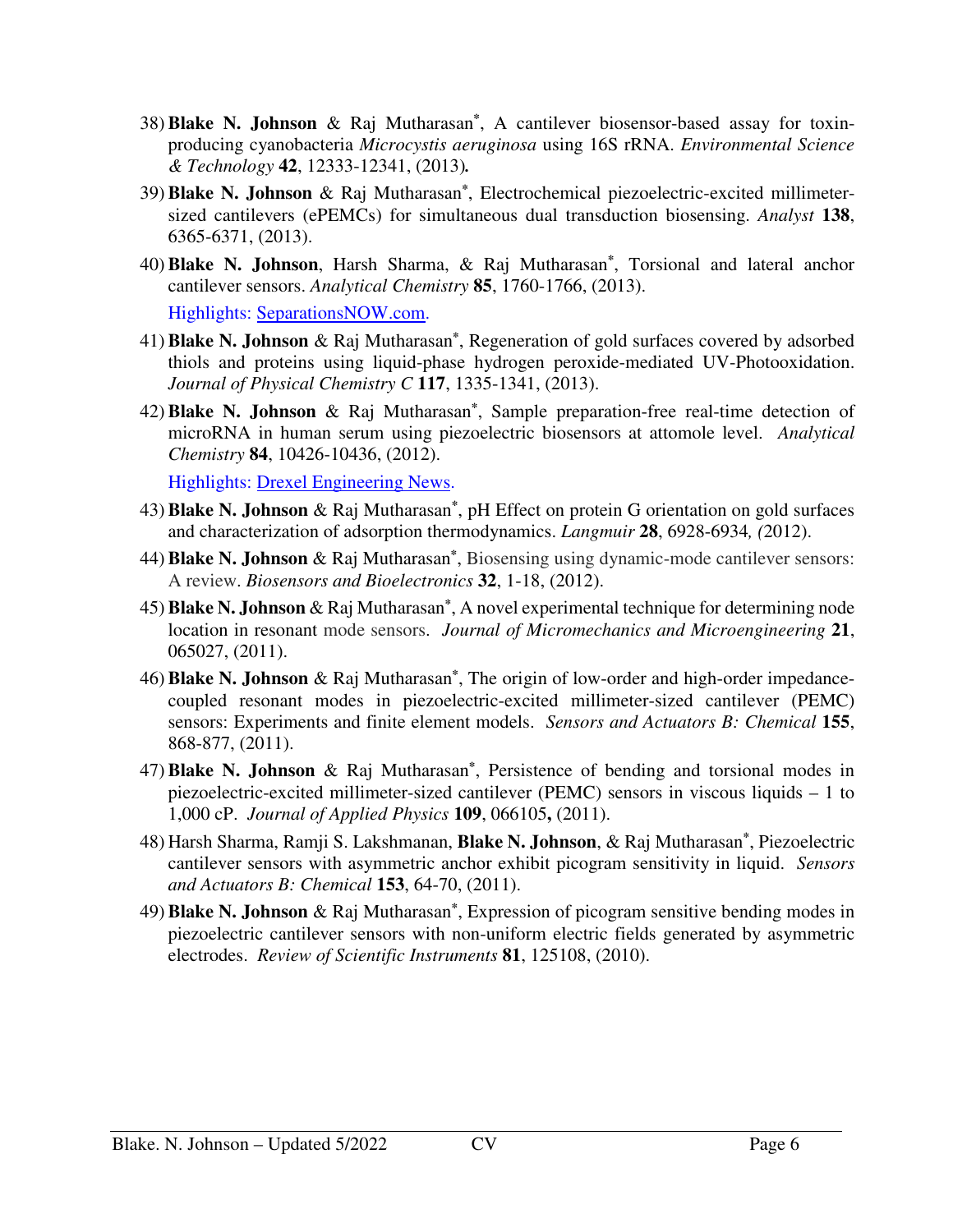38) **Blake N. Johnson** & Raj Mutharasan*, A cantilever biosensor-based assay for toxin-producing cyanobacteria *Microcystis aeruginosa* using 16S rRNA. *Environmental Science & Technology* **42**, 12333-12341, (2013).

39) **Blake N. Johnson** & Raj Mutharasan*, Electrochemical piezoelectric-excited millimeter-sized cantilevers (ePEMCs) for simultaneous dual transduction biosensing. *Analyst* **138**, 6365-6371, (2013).

40) **Blake N. Johnson**, Harsh Sharma, & Raj Mutharasan*, Torsional and lateral anchor cantilever sensors. *Analytical Chemistry* **85**, 1760-1766, (2013).

    Highlights: [SeparationsNOW.com](SeparationsNOW.com).

41) **Blake N. Johnson** & Raj Mutharasan*, Regeneration of gold surfaces covered by adsorbed thiols and proteins using liquid-phase hydrogen peroxide-mediated UV-Photooxidation. *Journal of Physical Chemistry C* **117**, 1335-1341, (2013).

42) **Blake N. Johnson** & Raj Mutharasan*, Sample preparation-free real-time detection of microRNA in human serum using piezoelectric biosensors at attomole level. *Analytical Chemistry* **84**, 10426-10436, (2012).

    Highlights: Drexel Engineering News.

43) **Blake N. Johnson** & Raj Mutharasan*, pH Effect on protein G orientation on gold surfaces and characterization of adsorption thermodynamics. *Langmuir* **28**, 6928-6934, (2012).

44) **Blake N. Johnson** & Raj Mutharasan*, Biosensing using dynamic-mode cantilever sensors: A review. *Biosensors and Bioelectronics* **32**, 1-18, (2012).

45) **Blake N. Johnson** & Raj Mutharasan*, A novel experimental technique for determining node location in resonant mode sensors. *Journal of Micromechanics and Microengineering* **21**, 065027, (2011).

46) **Blake N. Johnson** & Raj Mutharasan*, The origin of low-order and high-order impedance-coupled resonant modes in piezoelectric-excited millimeter-sized cantilever (PEMC) sensors: Experiments and finite element models. *Sensors and Actuators B: Chemical* **155**, 868-877, (2011).

47) **Blake N. Johnson** & Raj Mutharasan*, Persistence of bending and torsional modes in piezoelectric-excited millimeter-sized cantilever (PEMC) sensors in viscous liquids – 1 to 1,000 cP. *Journal of Applied Physics* **109**, 066105, (2011).

48) Harsh Sharma, Ramji S. Lakshmanan, **Blake N. Johnson**, & Raj Mutharasan*, Piezoelectric cantilever sensors with asymmetric anchor exhibit picogram sensitivity in liquid. *Sensors and Actuators B: Chemical* **153**, 64-70, (2011).

49) **Blake N. Johnson** & Raj Mutharasan*, Expression of picogram sensitive bending modes in piezoelectric cantilever sensors with non-uniform electric fields generated by asymmetric electrodes. *Review of Scientific Instruments* **81**, 125108, (2010).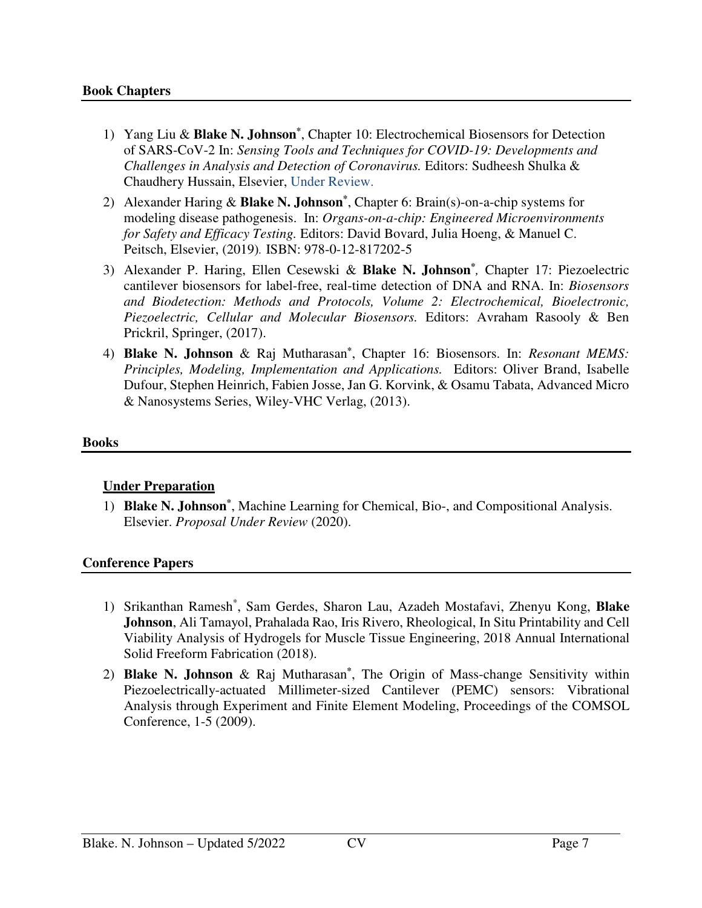## Book Chapters

1) Yang Liu & **Blake N. Johnson**[*], Chapter 10: Electrochemical Biosensors for Detection of SARS-CoV-2 In: *Sensing Tools and Techniques for COVID-19: Developments and Challenges in Analysis and Detection of Coronavirus.* Editors: Sudheesh Shulka & Chaudhery Hussain, Elsevier, Under Review.
2) Alexander Haring & **Blake N. Johnson**[*], Chapter 6: Brain(s)-on-a-chip systems for modeling disease pathogenesis. In: *Organs-on-a-chip: Engineered Microenvironments for Safety and Efficacy Testing.* Editors: David Bovard, Julia Hoeng, & Manuel C. Peitsch, Elsevier, (2019)*.* ISBN: 978-0-12-817202-5
3) Alexander P. Haring, Ellen Cesewski & **Blake N. Johnson**[*]*,* Chapter 17: Piezoelectric cantilever biosensors for label-free, real-time detection of DNA and RNA. In: *Biosensors and Biodetection: Methods and Protocols, Volume 2: Electrochemical, Bioelectronic, Piezoelectric, Cellular and Molecular Biosensors.* Editors: Avraham Rasooly & Ben Prickril, Springer, (2017).
4) **Blake N. Johnson** & Raj Mutharasan[*], Chapter 16: Biosensors. In: *Resonant MEMS: Principles, Modeling, Implementation and Applications.* Editors: Oliver Brand, Isabelle Dufour, Stephen Heinrich, Fabien Josse, Jan G. Korvink, & Osamu Tabata, Advanced Micro & Nanosystems Series, Wiley-VHC Verlag, (2013).

## Books

### Under Preparation

1) **Blake N. Johnson**[*], Machine Learning for Chemical, Bio-, and Compositional Analysis. Elsevier. *Proposal Under Review* (2020).

## Conference Papers

1) Srikanthan Ramesh[*], Sam Gerdes, Sharon Lau, Azadeh Mostafavi, Zhenyu Kong, **Blake Johnson**, Ali Tamayol, Prahalada Rao, Iris Rivero, Rheological, In Situ Printability and Cell Viability Analysis of Hydrogels for Muscle Tissue Engineering, 2018 Annual International Solid Freeform Fabrication (2018).
2) **Blake N. Johnson** & Raj Mutharasan[*], The Origin of Mass-change Sensitivity within Piezoelectrically-actuated Millimeter-sized Cantilever (PEMC) sensors: Vibrational Analysis through Experiment and Finite Element Modeling, Proceedings of the COMSOL Conference, 1-5 (2009).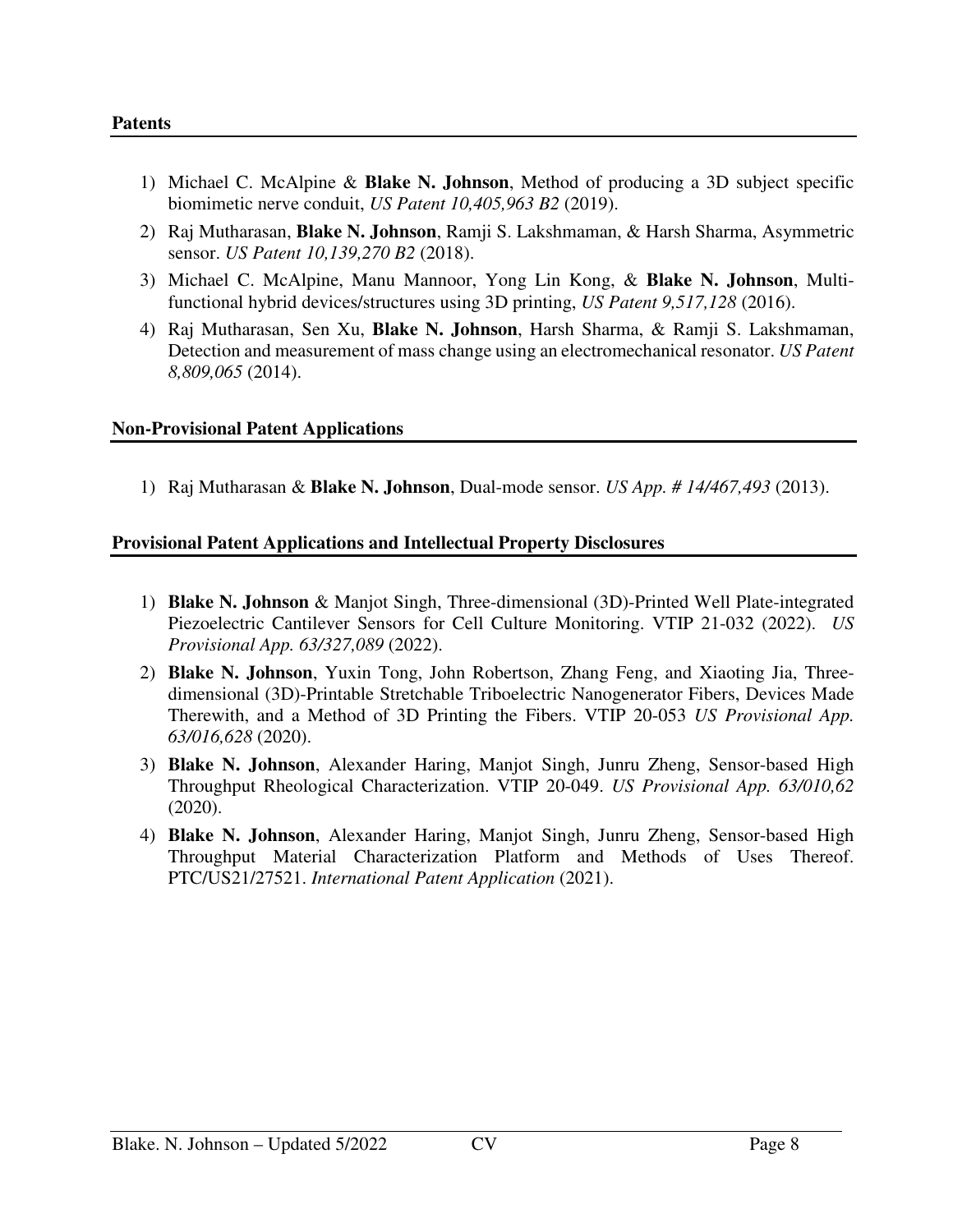**Patents**

1) Michael C. McAlpine & **Blake N. Johnson**, Method of producing a 3D subject specific biomimetic nerve conduit, *US Patent 10,405,963 B2* (2019).
2) Raj Mutharasan, **Blake N. Johnson**, Ramji S. Lakshmaman, & Harsh Sharma, Asymmetric sensor. *US Patent 10,139,270 B2* (2018).
3) Michael C. McAlpine, Manu Mannoor, Yong Lin Kong, & **Blake N. Johnson**, Multi-functional hybrid devices/structures using 3D printing, *US Patent 9,517,128* (2016).
4) Raj Mutharasan, Sen Xu, **Blake N. Johnson**, Harsh Sharma, & Ramji S. Lakshmaman, Detection and measurement of mass change using an electromechanical resonator. *US Patent 8,809,065* (2014).

**Non-Provisional Patent Applications**

1) Raj Mutharasan & **Blake N. Johnson**, Dual-mode sensor. *US App. # 14/467,493* (2013).

**Provisional Patent Applications and Intellectual Property Disclosures**

1) **Blake N. Johnson** & Manjot Singh, Three-dimensional (3D)-Printed Well Plate-integrated Piezoelectric Cantilever Sensors for Cell Culture Monitoring. VTIP 21-032 (2022). *US Provisional App. 63/327,089* (2022).
2) **Blake N. Johnson**, Yuxin Tong, John Robertson, Zhang Feng, and Xiaoting Jia, Three-dimensional (3D)-Printable Stretchable Triboelectric Nanogenerator Fibers, Devices Made Therewith, and a Method of 3D Printing the Fibers. VTIP 20-053 *US Provisional App. 63/016,628* (2020).
3) **Blake N. Johnson**, Alexander Haring, Manjot Singh, Junru Zheng, Sensor-based High Throughput Rheological Characterization. VTIP 20-049. *US Provisional App. 63/010,62* (2020).
4) **Blake N. Johnson**, Alexander Haring, Manjot Singh, Junru Zheng, Sensor-based High Throughput Material Characterization Platform and Methods of Uses Thereof. PTC/US21/27521. *International Patent Application* (2021).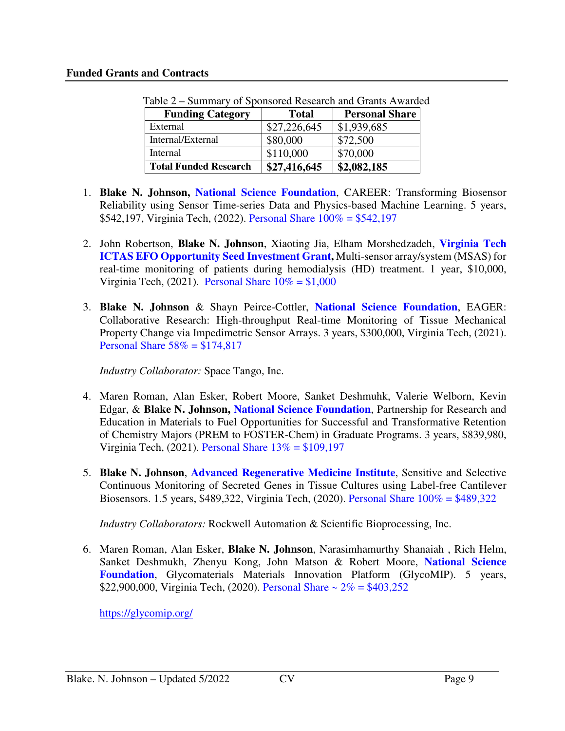## Funded Grants and Contracts

Table 2 – Summary of Sponsored Research and Grants Awarded

| Funding Category | Total | Personal Share |
|---|---|---|
| External | $27,226,645 | $1,939,685 |
| Internal/External | $80,000 | $72,500 |
| Internal | $110,000 | $70,000 |
| **Total Funded Research** | **$27,416,645** | **$2,082,185** |

1. **Blake N. Johnson, National Science Foundation**, CAREER: Transforming Biosensor Reliability using Sensor Time-series Data and Physics-based Machine Learning. 5 years, $542,197, Virginia Tech, (2022). Personal Share 100% = $542,197

2. John Robertson, **Blake N. Johnson**, Xiaoting Jia, Elham Morshedzadeh, **Virginia Tech ICTAS EFO Opportunity Seed Investment Grant,** Multi-sensor array/system (MSAS) for real-time monitoring of patients during hemodialysis (HD) treatment. 1 year, $10,000, Virginia Tech, (2021). Personal Share 10% = $1,000

3. **Blake N. Johnson** & Shayn Peirce-Cottler, **National Science Foundation**, EAGER: Collaborative Research: High-throughput Real-time Monitoring of Tissue Mechanical Property Change via Impedimetric Sensor Arrays. 3 years, $300,000, Virginia Tech, (2021). Personal Share 58% = $174,817

   *Industry Collaborator:* Space Tango, Inc.

4. Maren Roman, Alan Esker, Robert Moore, Sanket Deshmuhk, Valerie Welborn, Kevin Edgar, & **Blake N. Johnson, National Science Foundation**, Partnership for Research and Education in Materials to Fuel Opportunities for Successful and Transformative Retention of Chemistry Majors (PREM to FOSTER-Chem) in Graduate Programs. 3 years, $839,980, Virginia Tech, (2021). Personal Share 13% = $109,197

5. **Blake N. Johnson**, **Advanced Regenerative Medicine Institute**, Sensitive and Selective Continuous Monitoring of Secreted Genes in Tissue Cultures using Label-free Cantilever Biosensors. 1.5 years, $489,322, Virginia Tech, (2020). Personal Share 100% = $489,322

   *Industry Collaborators:* Rockwell Automation & Scientific Bioprocessing, Inc.

6. Maren Roman, Alan Esker, **Blake N. Johnson**, Narasimhamurthy Shanaiah , Rich Helm, Sanket Deshmukh, Zhenyu Kong, John Matson & Robert Moore, **National Science Foundation**, Glycomaterials Materials Innovation Platform (GlycoMIP). 5 years, $22,900,000, Virginia Tech, (2020). Personal Share ~ 2% = $403,252

   https://glycomip.org/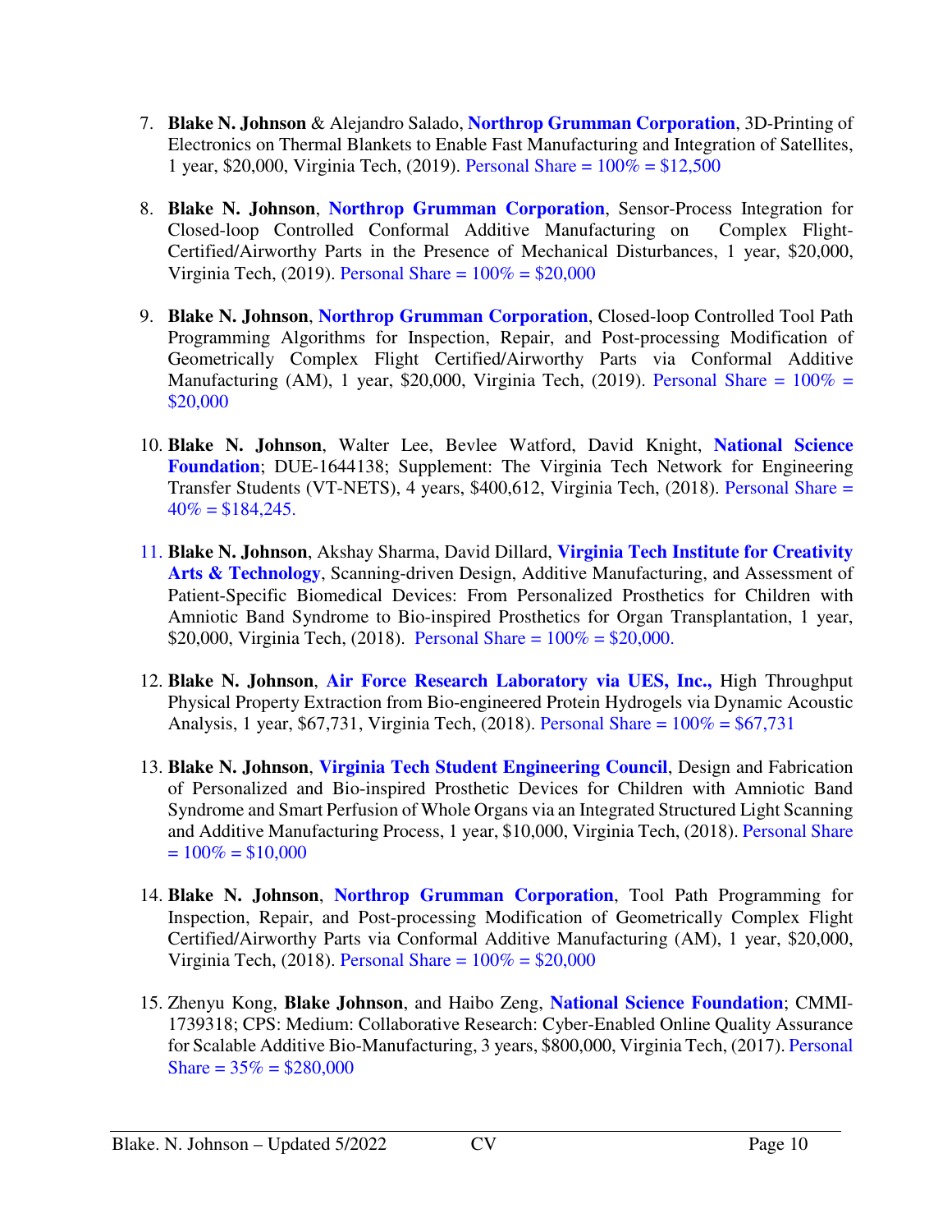7. **Blake N. Johnson** & Alejandro Salado, **Northrop Grumman Corporation**, 3D-Printing of Electronics on Thermal Blankets to Enable Fast Manufacturing and Integration of Satellites, 1 year, $20,000, Virginia Tech, (2019). Personal Share = 100% = $12,500

8. **Blake N. Johnson**, **Northrop Grumman Corporation**, Sensor-Process Integration for Closed-loop Controlled Conformal Additive Manufacturing on Complex Flight-Certified/Airworthy Parts in the Presence of Mechanical Disturbances, 1 year, $20,000, Virginia Tech, (2019). Personal Share = 100% = $20,000

9. **Blake N. Johnson**, **Northrop Grumman Corporation**, Closed-loop Controlled Tool Path Programming Algorithms for Inspection, Repair, and Post-processing Modification of Geometrically Complex Flight Certified/Airworthy Parts via Conformal Additive Manufacturing (AM), 1 year, $20,000, Virginia Tech, (2019). Personal Share = 100% = $20,000

10. **Blake N. Johnson**, Walter Lee, Bevlee Watford, David Knight, **National Science Foundation**; DUE-1644138; Supplement: The Virginia Tech Network for Engineering Transfer Students (VT-NETS), 4 years, $400,612, Virginia Tech, (2018). Personal Share = 40% = $184,245.

11. **Blake N. Johnson**, Akshay Sharma, David Dillard, **Virginia Tech Institute for Creativity Arts & Technology**, Scanning-driven Design, Additive Manufacturing, and Assessment of Patient-Specific Biomedical Devices: From Personalized Prosthetics for Children with Amniotic Band Syndrome to Bio-inspired Prosthetics for Organ Transplantation, 1 year, $20,000, Virginia Tech, (2018). Personal Share = 100% = $20,000.

12. **Blake N. Johnson**, **Air Force Research Laboratory via UES, Inc.,** High Throughput Physical Property Extraction from Bio-engineered Protein Hydrogels via Dynamic Acoustic Analysis, 1 year, $67,731, Virginia Tech, (2018). Personal Share = 100% = $67,731

13. **Blake N. Johnson**, **Virginia Tech Student Engineering Council**, Design and Fabrication of Personalized and Bio-inspired Prosthetic Devices for Children with Amniotic Band Syndrome and Smart Perfusion of Whole Organs via an Integrated Structured Light Scanning and Additive Manufacturing Process, 1 year, $10,000, Virginia Tech, (2018). Personal Share = 100% = $10,000

14. **Blake N. Johnson**, **Northrop Grumman Corporation**, Tool Path Programming for Inspection, Repair, and Post-processing Modification of Geometrically Complex Flight Certified/Airworthy Parts via Conformal Additive Manufacturing (AM), 1 year, $20,000, Virginia Tech, (2018). Personal Share = 100% = $20,000

15. Zhenyu Kong, **Blake Johnson**, and Haibo Zeng, **National Science Foundation**; CMMI-1739318; CPS: Medium: Collaborative Research: Cyber-Enabled Online Quality Assurance for Scalable Additive Bio-Manufacturing, 3 years, $800,000, Virginia Tech, (2017). Personal Share = 35% = $280,000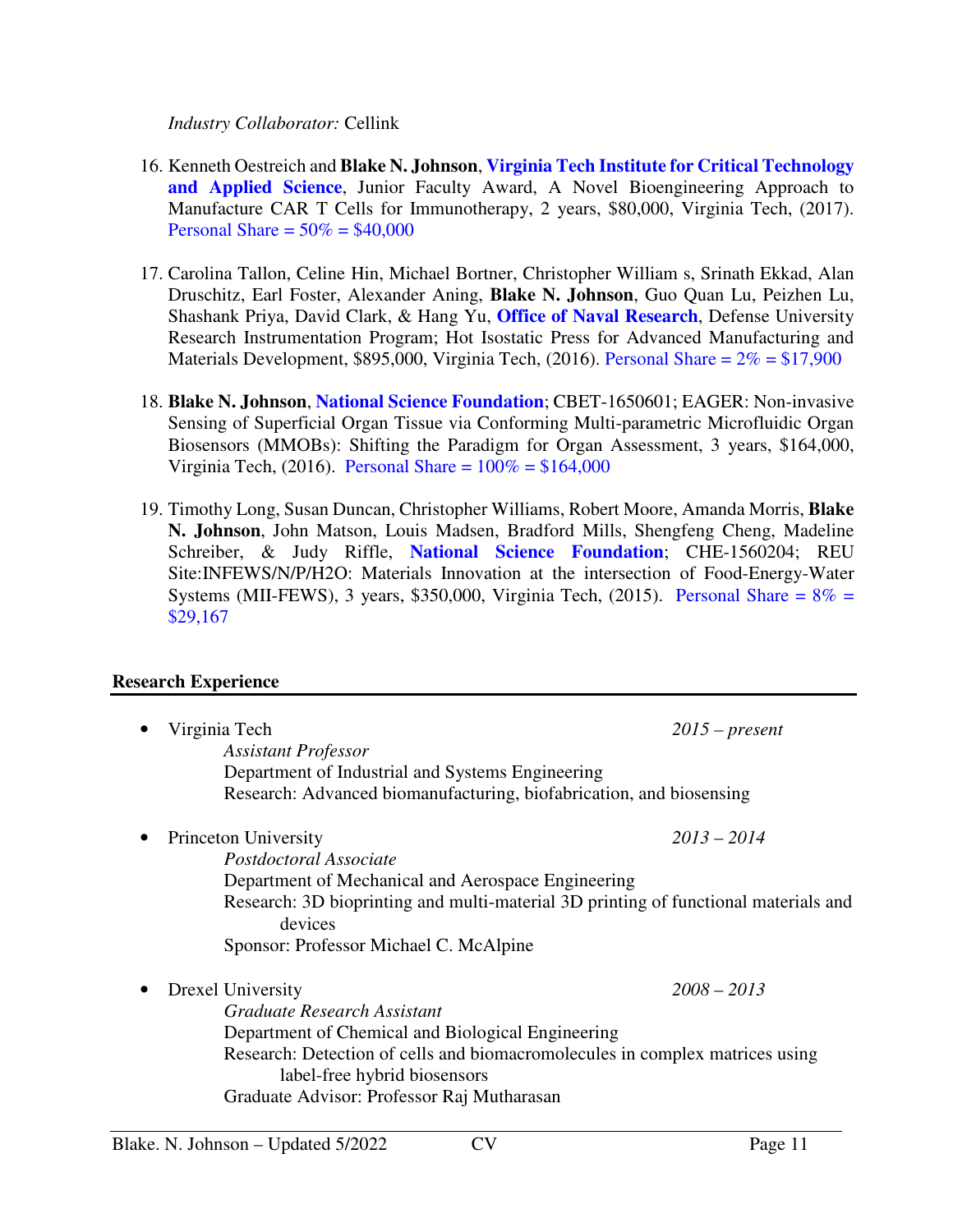*Industry Collaborator:* Cellink

16. Kenneth Oestreich and **Blake N. Johnson**, **Virginia Tech Institute for Critical Technology and Applied Science**, Junior Faculty Award, A Novel Bioengineering Approach to Manufacture CAR T Cells for Immunotherapy, 2 years, $80,000, Virginia Tech, (2017). Personal Share = 50% = $40,000

17. Carolina Tallon, Celine Hin, Michael Bortner, Christopher William s, Srinath Ekkad, Alan Druschitz, Earl Foster, Alexander Aning, **Blake N. Johnson**, Guo Quan Lu, Peizhen Lu, Shashank Priya, David Clark, & Hang Yu, **Office of Naval Research**, Defense University Research Instrumentation Program; Hot Isostatic Press for Advanced Manufacturing and Materials Development, $895,000, Virginia Tech, (2016). Personal Share = 2% = $17,900

18. **Blake N. Johnson**, **National Science Foundation**; CBET-1650601; EAGER: Non-invasive Sensing of Superficial Organ Tissue via Conforming Multi-parametric Microfluidic Organ Biosensors (MMOBs): Shifting the Paradigm for Organ Assessment, 3 years, $164,000, Virginia Tech, (2016). Personal Share = 100% = $164,000

19. Timothy Long, Susan Duncan, Christopher Williams, Robert Moore, Amanda Morris, **Blake N. Johnson**, John Matson, Louis Madsen, Bradford Mills, Shengfeng Cheng, Madeline Schreiber, & Judy Riffle, **National Science Foundation**; CHE-1560204; REU Site:INFEWS/N/P/H2O: Materials Innovation at the intersection of Food-Energy-Water Systems (MII-FEWS), 3 years, $350,000, Virginia Tech, (2015). Personal Share = 8% = $29,167

## Research Experience

- Virginia Tech *2015 – present*
  - *Assistant Professor*
  - Department of Industrial and Systems Engineering
  - Research: Advanced biomanufacturing, biofabrication, and biosensing

- Princeton University *2013 – 2014*
  - *Postdoctoral Associate*
  - Department of Mechanical and Aerospace Engineering
  - Research: 3D bioprinting and multi-material 3D printing of functional materials and devices
  - Sponsor: Professor Michael C. McAlpine

- Drexel University *2008 – 2013*
  - *Graduate Research Assistant*
  - Department of Chemical and Biological Engineering
  - Research: Detection of cells and biomacromolecules in complex matrices using label-free hybrid biosensors
  - Graduate Advisor: Professor Raj Mutharasan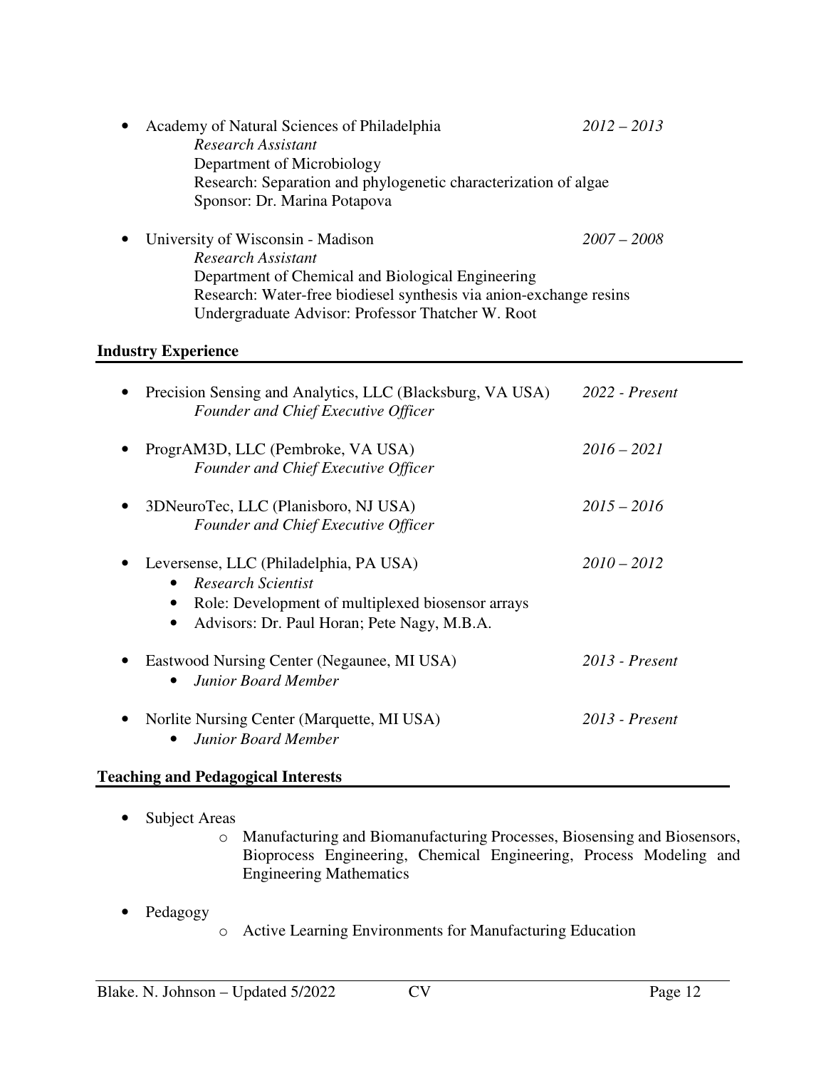- Academy of Natural Sciences of Philadelphia — *2012 – 2013*
  - *Research Assistant*
  - Department of Microbiology
  - Research: Separation and phylogenetic characterization of algae
  - Sponsor: Dr. Marina Potapova

- University of Wisconsin - Madison — *2007 – 2008*
  - *Research Assistant*
  - Department of Chemical and Biological Engineering
  - Research: Water-free biodiesel synthesis via anion-exchange resins
  - Undergraduate Advisor: Professor Thatcher W. Root

## Industry Experience

- Precision Sensing and Analytics, LLC (Blacksburg, VA USA) — *2022 - Present*
  - *Founder and Chief Executive Officer*

- ProgrAM3D, LLC (Pembroke, VA USA) — *2016 – 2021*
  - *Founder and Chief Executive Officer*

- 3DNeuroTec, LLC (Planisboro, NJ USA) — *2015 – 2016*
  - *Founder and Chief Executive Officer*

- Leversense, LLC (Philadelphia, PA USA) — *2010 – 2012*
  - *Research Scientist*
  - Role: Development of multiplexed biosensor arrays
  - Advisors: Dr. Paul Horan; Pete Nagy, M.B.A.

- Eastwood Nursing Center (Negaunee, MI USA) — *2013 - Present*
  - *Junior Board Member*

- Norlite Nursing Center (Marquette, MI USA) — *2013 - Present*
  - *Junior Board Member*

## Teaching and Pedagogical Interests

- Subject Areas
  - Manufacturing and Biomanufacturing Processes, Biosensing and Biosensors, Bioprocess Engineering, Chemical Engineering, Process Modeling and Engineering Mathematics

- Pedagogy
  - Active Learning Environments for Manufacturing Education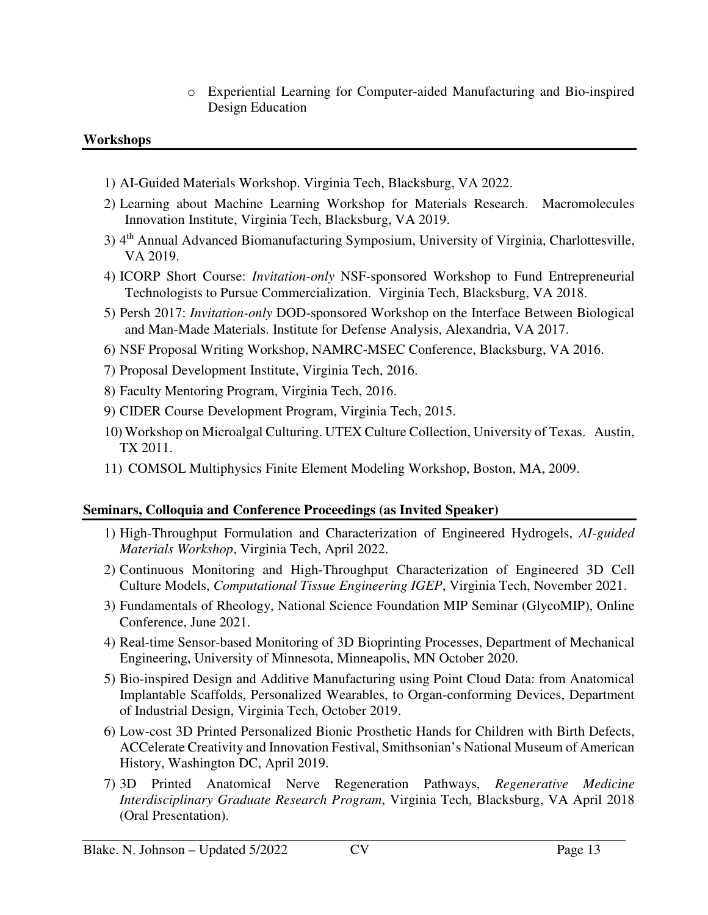- Experiential Learning for Computer-aided Manufacturing and Bio-inspired Design Education

**Workshops**

1) AI-Guided Materials Workshop. Virginia Tech, Blacksburg, VA 2022.
2) Learning about Machine Learning Workshop for Materials Research. Macromolecules Innovation Institute, Virginia Tech, Blacksburg, VA 2019.
3) 4th Annual Advanced Biomanufacturing Symposium, University of Virginia, Charlottesville, VA 2019.
4) ICORP Short Course: *Invitation-only* NSF-sponsored Workshop to Fund Entrepreneurial Technologists to Pursue Commercialization. Virginia Tech, Blacksburg, VA 2018.
5) Persh 2017: *Invitation-only* DOD-sponsored Workshop on the Interface Between Biological and Man-Made Materials. Institute for Defense Analysis, Alexandria, VA 2017.
6) NSF Proposal Writing Workshop, NAMRC-MSEC Conference, Blacksburg, VA 2016.
7) Proposal Development Institute, Virginia Tech, 2016.
8) Faculty Mentoring Program, Virginia Tech, 2016.
9) CIDER Course Development Program, Virginia Tech, 2015.
10) Workshop on Microalgal Culturing. UTEX Culture Collection, University of Texas. Austin, TX 2011.
11) COMSOL Multiphysics Finite Element Modeling Workshop, Boston, MA, 2009.

**Seminars, Colloquia and Conference Proceedings (as Invited Speaker)**

1) High-Throughput Formulation and Characterization of Engineered Hydrogels, *AI-guided Materials Workshop*, Virginia Tech, April 2022.
2) Continuous Monitoring and High-Throughput Characterization of Engineered 3D Cell Culture Models, *Computational Tissue Engineering IGEP*, Virginia Tech, November 2021.
3) Fundamentals of Rheology, National Science Foundation MIP Seminar (GlycoMIP), Online Conference, June 2021.
4) Real-time Sensor-based Monitoring of 3D Bioprinting Processes, Department of Mechanical Engineering, University of Minnesota, Minneapolis, MN October 2020.
5) Bio-inspired Design and Additive Manufacturing using Point Cloud Data: from Anatomical Implantable Scaffolds, Personalized Wearables, to Organ-conforming Devices, Department of Industrial Design, Virginia Tech, October 2019.
6) Low-cost 3D Printed Personalized Bionic Prosthetic Hands for Children with Birth Defects, ACCelerate Creativity and Innovation Festival, Smithsonian's National Museum of American History, Washington DC, April 2019.
7) 3D Printed Anatomical Nerve Regeneration Pathways, *Regenerative Medicine Interdisciplinary Graduate Research Program*, Virginia Tech, Blacksburg, VA April 2018 (Oral Presentation).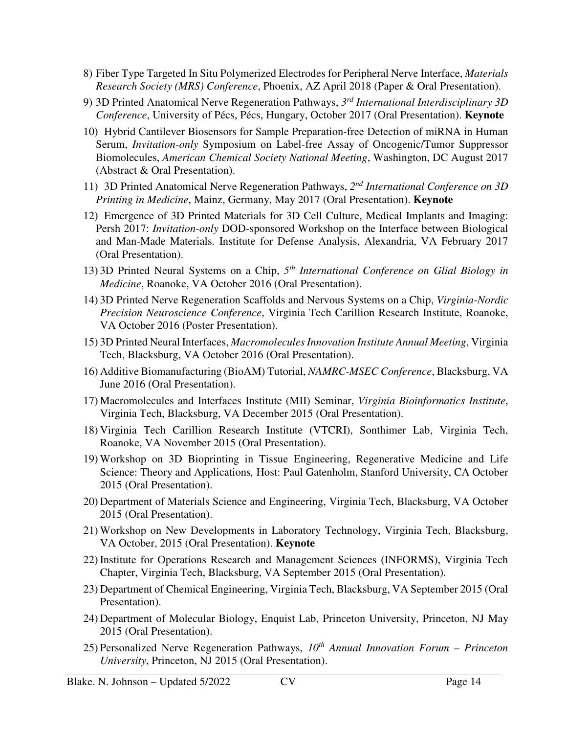8) Fiber Type Targeted In Situ Polymerized Electrodes for Peripheral Nerve Interface, *Materials Research Society (MRS) Conference*, Phoenix, AZ April 2018 (Paper & Oral Presentation).

9) 3D Printed Anatomical Nerve Regeneration Pathways, *3rd International Interdisciplinary 3D Conference*, University of Pécs, Pécs, Hungary, October 2017 (Oral Presentation). **Keynote**

10) Hybrid Cantilever Biosensors for Sample Preparation-free Detection of miRNA in Human Serum, *Invitation-only* Symposium on Label-free Assay of Oncogenic/Tumor Suppressor Biomolecules, *American Chemical Society National Meeting*, Washington, DC August 2017 (Abstract & Oral Presentation).

11) 3D Printed Anatomical Nerve Regeneration Pathways, *2nd International Conference on 3D Printing in Medicine*, Mainz, Germany, May 2017 (Oral Presentation). **Keynote**

12) Emergence of 3D Printed Materials for 3D Cell Culture, Medical Implants and Imaging: Persh 2017: *Invitation-only* DOD-sponsored Workshop on the Interface between Biological and Man-Made Materials. Institute for Defense Analysis, Alexandria, VA February 2017 (Oral Presentation).

13) 3D Printed Neural Systems on a Chip, *5th International Conference on Glial Biology in Medicine*, Roanoke, VA October 2016 (Oral Presentation).

14) 3D Printed Nerve Regeneration Scaffolds and Nervous Systems on a Chip, *Virginia-Nordic Precision Neuroscience Conference*, Virginia Tech Carillion Research Institute, Roanoke, VA October 2016 (Poster Presentation).

15) 3D Printed Neural Interfaces, *Macromolecules Innovation Institute Annual Meeting*, Virginia Tech, Blacksburg, VA October 2016 (Oral Presentation).

16) Additive Biomanufacturing (BioAM) Tutorial, *NAMRC-MSEC Conference*, Blacksburg, VA June 2016 (Oral Presentation).

17) Macromolecules and Interfaces Institute (MII) Seminar, *Virginia Bioinformatics Institute*, Virginia Tech, Blacksburg, VA December 2015 (Oral Presentation).

18) Virginia Tech Carillion Research Institute (VTCRI), Sonthimer Lab, Virginia Tech, Roanoke, VA November 2015 (Oral Presentation).

19) Workshop on 3D Bioprinting in Tissue Engineering, Regenerative Medicine and Life Science: Theory and Applications*,* Host: Paul Gatenholm, Stanford University, CA October 2015 (Oral Presentation).

20) Department of Materials Science and Engineering, Virginia Tech, Blacksburg, VA October 2015 (Oral Presentation).

21) Workshop on New Developments in Laboratory Technology, Virginia Tech, Blacksburg, VA October, 2015 (Oral Presentation). **Keynote**

22) Institute for Operations Research and Management Sciences (INFORMS), Virginia Tech Chapter, Virginia Tech, Blacksburg, VA September 2015 (Oral Presentation).

23) Department of Chemical Engineering, Virginia Tech, Blacksburg, VA September 2015 (Oral Presentation).

24) Department of Molecular Biology, Enquist Lab, Princeton University, Princeton, NJ May 2015 (Oral Presentation).

25) Personalized Nerve Regeneration Pathways, *10th Annual Innovation Forum – Princeton University*, Princeton, NJ 2015 (Oral Presentation).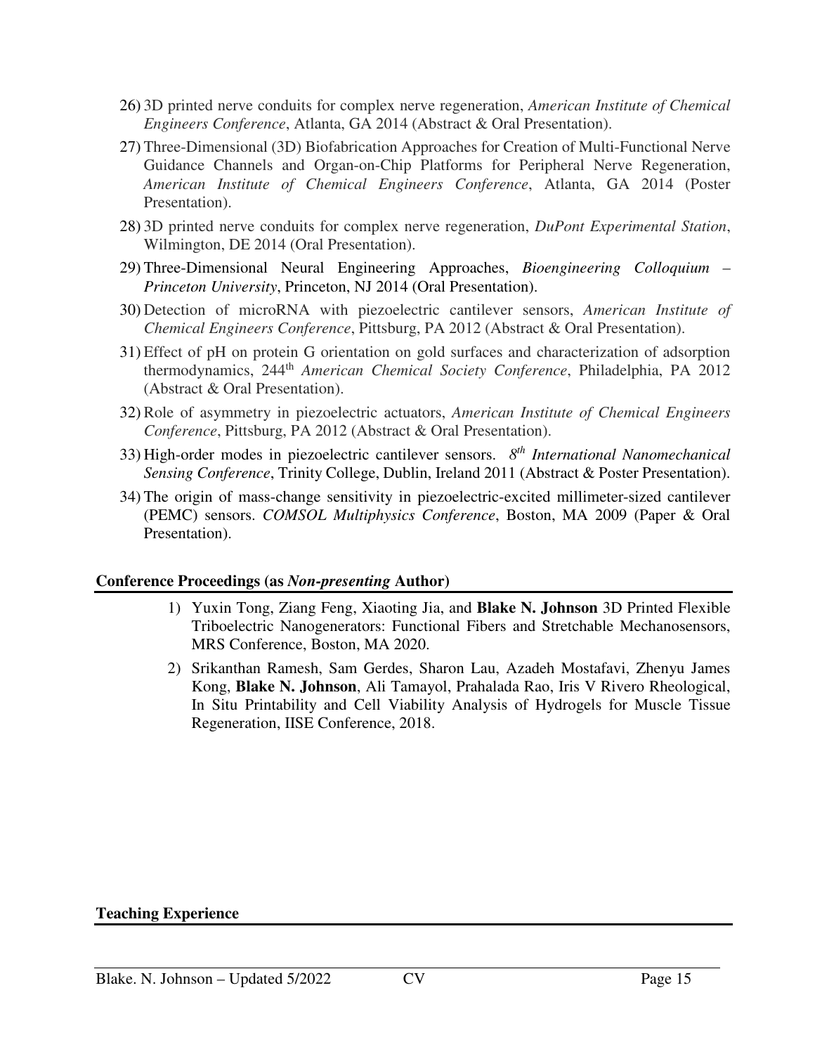26) 3D printed nerve conduits for complex nerve regeneration, *American Institute of Chemical Engineers Conference*, Atlanta, GA 2014 (Abstract & Oral Presentation).
27) Three-Dimensional (3D) Biofabrication Approaches for Creation of Multi-Functional Nerve Guidance Channels and Organ-on-Chip Platforms for Peripheral Nerve Regeneration, *American Institute of Chemical Engineers Conference*, Atlanta, GA 2014 (Poster Presentation).
28) 3D printed nerve conduits for complex nerve regeneration, *DuPont Experimental Station*, Wilmington, DE 2014 (Oral Presentation).
29) Three-Dimensional Neural Engineering Approaches, *Bioengineering Colloquium – Princeton University*, Princeton, NJ 2014 (Oral Presentation).
30) Detection of microRNA with piezoelectric cantilever sensors, *American Institute of Chemical Engineers Conference*, Pittsburg, PA 2012 (Abstract & Oral Presentation).
31) Effect of pH on protein G orientation on gold surfaces and characterization of adsorption thermodynamics, 244th *American Chemical Society Conference*, Philadelphia, PA 2012 (Abstract & Oral Presentation).
32) Role of asymmetry in piezoelectric actuators, *American Institute of Chemical Engineers Conference*, Pittsburg, PA 2012 (Abstract & Oral Presentation).
33) High-order modes in piezoelectric cantilever sensors. *8th International Nanomechanical Sensing Conference*, Trinity College, Dublin, Ireland 2011 (Abstract & Poster Presentation).
34) The origin of mass-change sensitivity in piezoelectric-excited millimeter-sized cantilever (PEMC) sensors. *COMSOL Multiphysics Conference*, Boston, MA 2009 (Paper & Oral Presentation).

**Conference Proceedings (as *Non-presenting* Author)**

1) Yuxin Tong, Ziang Feng, Xiaoting Jia, and **Blake N. Johnson** 3D Printed Flexible Triboelectric Nanogenerators: Functional Fibers and Stretchable Mechanosensors, MRS Conference, Boston, MA 2020.
2) Srikanthan Ramesh, Sam Gerdes, Sharon Lau, Azadeh Mostafavi, Zhenyu James Kong, **Blake N. Johnson**, Ali Tamayol, Prahalada Rao, Iris V Rivero Rheological, In Situ Printability and Cell Viability Analysis of Hydrogels for Muscle Tissue Regeneration, IISE Conference, 2018.

**Teaching Experience**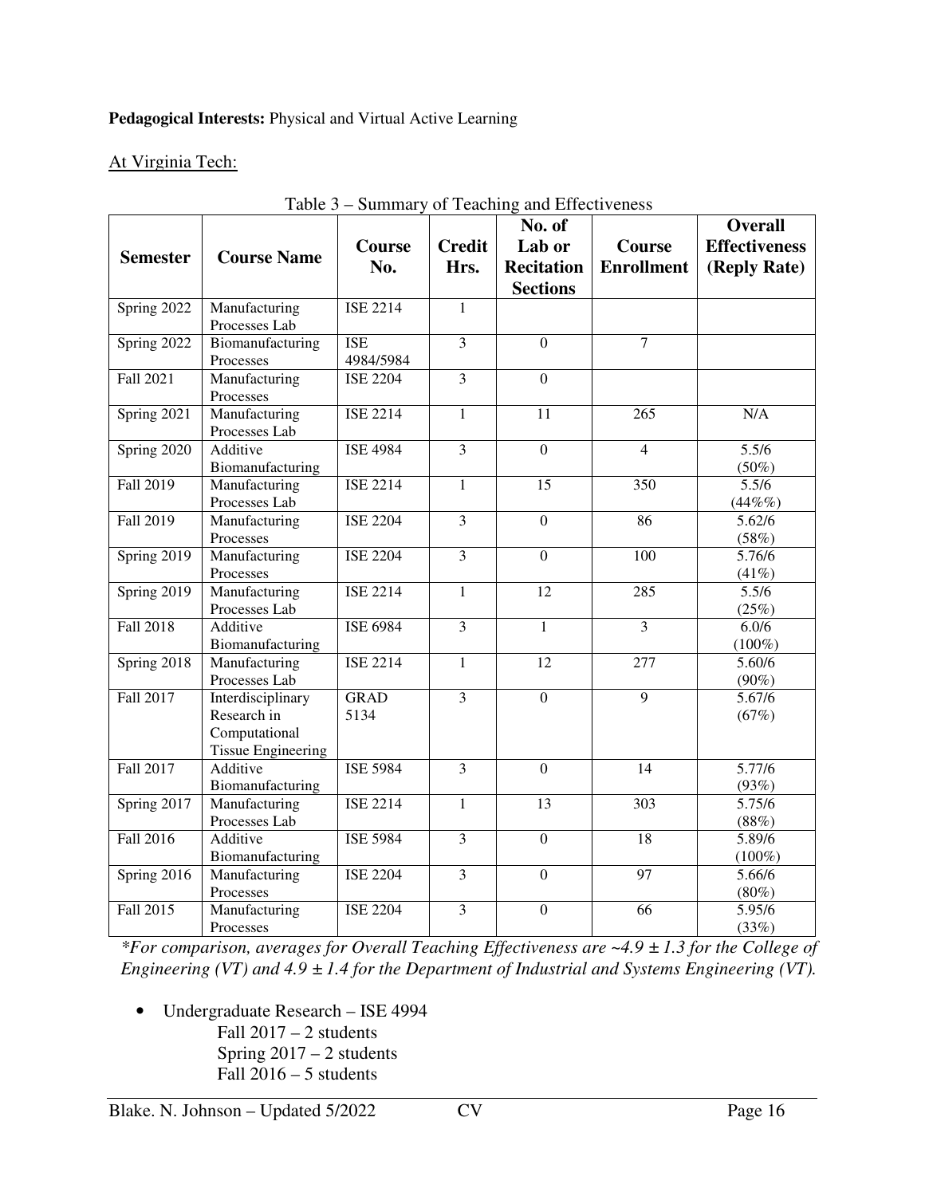**Pedagogical Interests:** Physical and Virtual Active Learning

At Virginia Tech:

Table 3 – Summary of Teaching and Effectiveness

| Semester | Course Name | Course No. | Credit Hrs. | No. of Lab or Recitation Sections | Course Enrollment | Overall Effectiveness (Reply Rate) |
|---|---|---|---|---|---|---|
| Spring 2022 | Manufacturing Processes Lab | ISE 2214 | 1 | | | |
| Spring 2022 | Biomanufacturing Processes | ISE 4984/5984 | 3 | 0 | 7 | |
| Fall 2021 | Manufacturing Processes | ISE 2204 | 3 | 0 | | |
| Spring 2021 | Manufacturing Processes Lab | ISE 2214 | 1 | 11 | 265 | N/A |
| Spring 2020 | Additive Biomanufacturing | ISE 4984 | 3 | 0 | 4 | 5.5/6 (50%) |
| Fall 2019 | Manufacturing Processes Lab | ISE 2214 | 1 | 15 | 350 | 5.5/6 (44%%) |
| Fall 2019 | Manufacturing Processes | ISE 2204 | 3 | 0 | 86 | 5.62/6 (58%) |
| Spring 2019 | Manufacturing Processes | ISE 2204 | 3 | 0 | 100 | 5.76/6 (41%) |
| Spring 2019 | Manufacturing Processes Lab | ISE 2214 | 1 | 12 | 285 | 5.5/6 (25%) |
| Fall 2018 | Additive Biomanufacturing | ISE 6984 | 3 | 1 | 3 | 6.0/6 (100%) |
| Spring 2018 | Manufacturing Processes Lab | ISE 2214 | 1 | 12 | 277 | 5.60/6 (90%) |
| Fall 2017 | Interdisciplinary Research in Computational Tissue Engineering | GRAD 5134 | 3 | 0 | 9 | 5.67/6 (67%) |
| Fall 2017 | Additive Biomanufacturing | ISE 5984 | 3 | 0 | 14 | 5.77/6 (93%) |
| Spring 2017 | Manufacturing Processes Lab | ISE 2214 | 1 | 13 | 303 | 5.75/6 (88%) |
| Fall 2016 | Additive Biomanufacturing | ISE 5984 | 3 | 0 | 18 | 5.89/6 (100%) |
| Spring 2016 | Manufacturing Processes | ISE 2204 | 3 | 0 | 97 | 5.66/6 (80%) |
| Fall 2015 | Manufacturing Processes | ISE 2204 | 3 | 0 | 66 | 5.95/6 (33%) |

*\*For comparison, averages for Overall Teaching Effectiveness are ~4.9 ± 1.3 for the College of Engineering (VT) and 4.9 ± 1.4 for the Department of Industrial and Systems Engineering (VT).*

- Undergraduate Research – ISE 4994
  - Fall 2017 – 2 students
  - Spring 2017 – 2 students
  - Fall 2016 – 5 students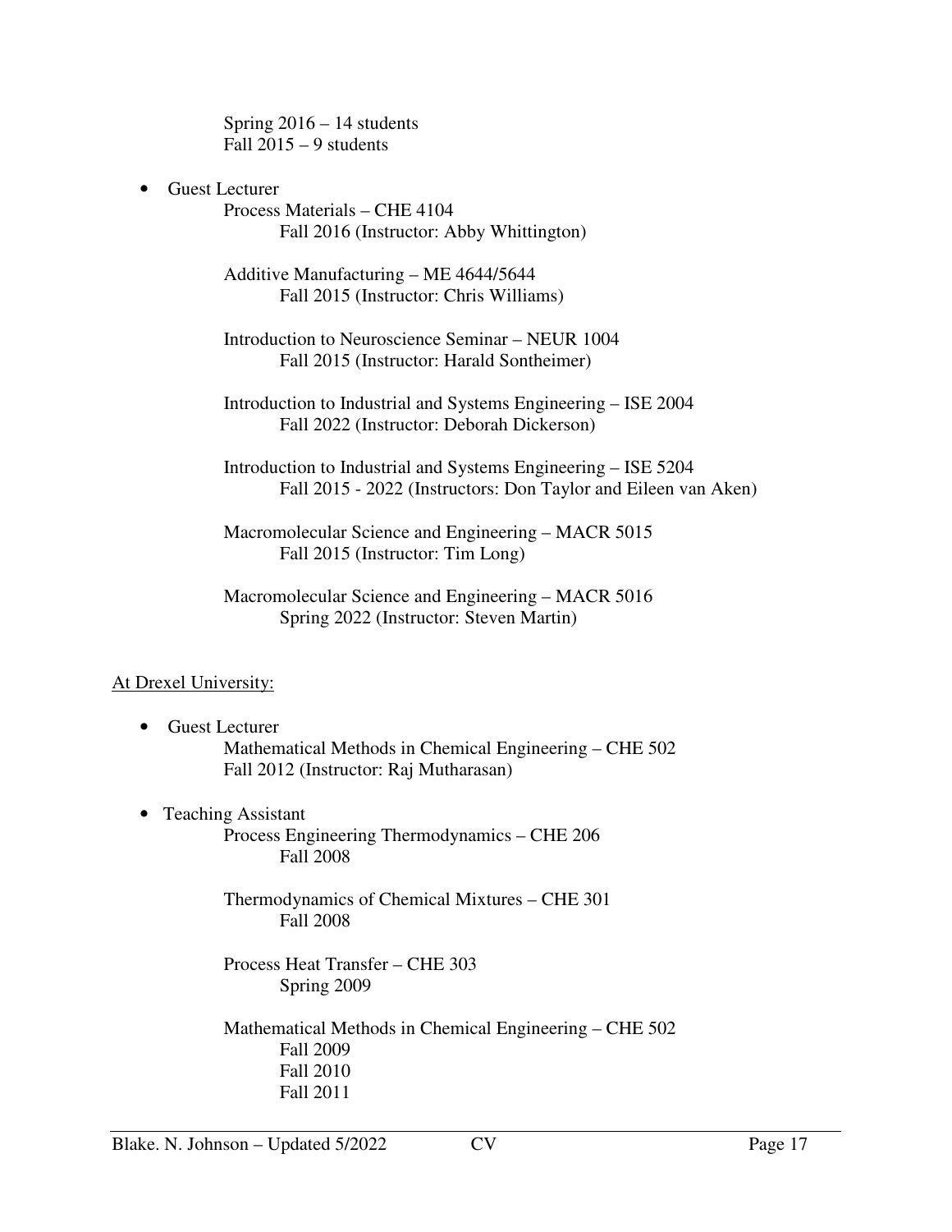Spring 2016 – 14 students
Fall 2015 – 9 students

- Guest Lecturer

  Process Materials – CHE 4104
  
  Fall 2016 (Instructor: Abby Whittington)

  Additive Manufacturing – ME 4644/5644
  
  Fall 2015 (Instructor: Chris Williams)

  Introduction to Neuroscience Seminar – NEUR 1004
  
  Fall 2015 (Instructor: Harald Sontheimer)

  Introduction to Industrial and Systems Engineering – ISE 2004
  
  Fall 2022 (Instructor: Deborah Dickerson)

  Introduction to Industrial and Systems Engineering – ISE 5204
  
  Fall 2015 - 2022 (Instructors: Don Taylor and Eileen van Aken)

  Macromolecular Science and Engineering – MACR 5015
  
  Fall 2015 (Instructor: Tim Long)

  Macromolecular Science and Engineering – MACR 5016
  
  Spring 2022 (Instructor: Steven Martin)

<u>At Drexel University:</u>

- Guest Lecturer

  Mathematical Methods in Chemical Engineering – CHE 502
  
  Fall 2012 (Instructor: Raj Mutharasan)

- Teaching Assistant

  Process Engineering Thermodynamics – CHE 206
  
  Fall 2008

  Thermodynamics of Chemical Mixtures – CHE 301
  
  Fall 2008

  Process Heat Transfer – CHE 303
  
  Spring 2009

  Mathematical Methods in Chemical Engineering – CHE 502
  
  Fall 2009
  
  Fall 2010
  
  Fall 2011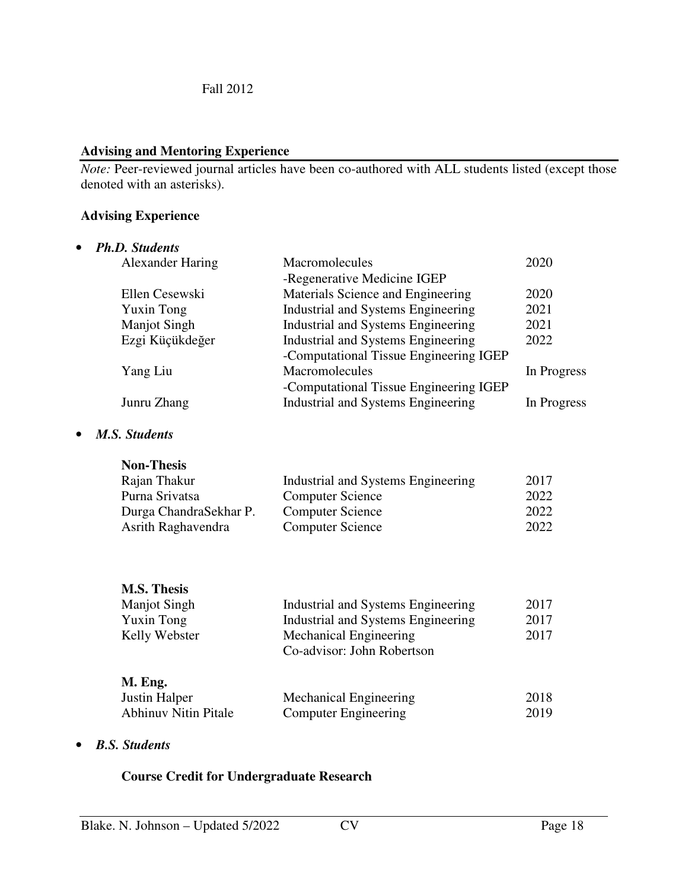Fall 2012

## Advising and Mentoring Experience

*Note:* Peer-reviewed journal articles have been co-authored with ALL students listed (except those denoted with an asterisks).

### Advising Experience

- ***Ph.D. Students***

| | | |
|---|---|---|
| Alexander Haring | Macromolecules<br>-Regenerative Medicine IGEP | 2020 |
| Ellen Cesewski | Materials Science and Engineering | 2020 |
| Yuxin Tong | Industrial and Systems Engineering | 2021 |
| Manjot Singh | Industrial and Systems Engineering | 2021 |
| Ezgi Küçükdeğer | Industrial and Systems Engineering<br>-Computational Tissue Engineering IGEP | 2022 |
| Yang Liu | Macromolecules<br>-Computational Tissue Engineering IGEP | In Progress |
| Junru Zhang | Industrial and Systems Engineering | In Progress |

- ***M.S. Students***

**Non-Thesis**

| | | |
|---|---|---|
| Rajan Thakur | Industrial and Systems Engineering | 2017 |
| Purna Srivatsa | Computer Science | 2022 |
| Durga ChandraSekhar P. | Computer Science | 2022 |
| Asrith Raghavendra | Computer Science | 2022 |

**M.S. Thesis**

| | | |
|---|---|---|
| Manjot Singh | Industrial and Systems Engineering | 2017 |
| Yuxin Tong | Industrial and Systems Engineering | 2017 |
| Kelly Webster | Mechanical Engineering<br>Co-advisor: John Robertson | 2017 |

**M. Eng.**

| | | |
|---|---|---|
| Justin Halper | Mechanical Engineering | 2018 |
| Abhinuv Nitin Pitale | Computer Engineering | 2019 |

- ***B.S. Students***

**Course Credit for Undergraduate Research**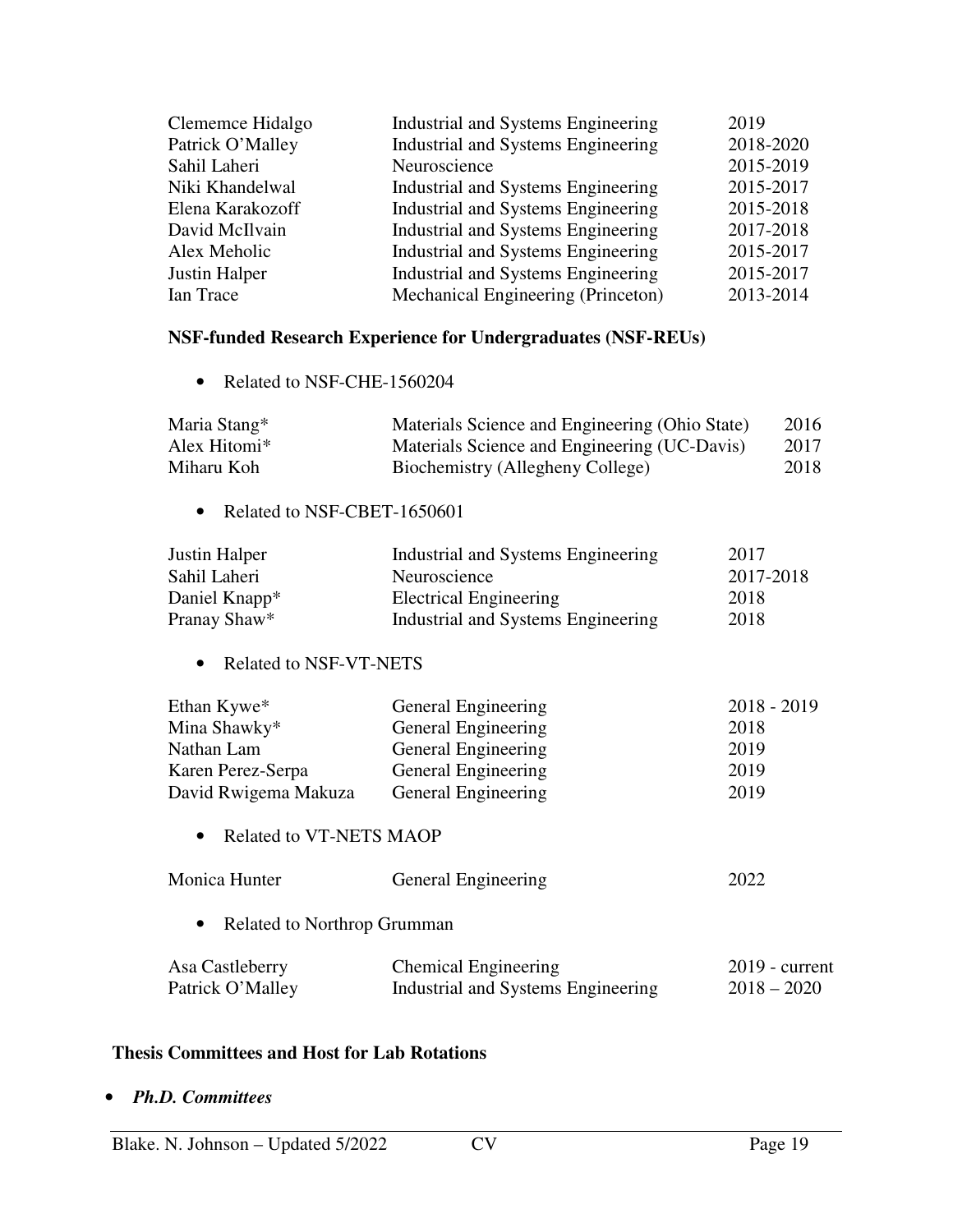| | | |
|---|---|---|
| Clememce Hidalgo | Industrial and Systems Engineering | 2019 |
| Patrick O'Malley | Industrial and Systems Engineering | 2018-2020 |
| Sahil Laheri | Neuroscience | 2015-2019 |
| Niki Khandelwal | Industrial and Systems Engineering | 2015-2017 |
| Elena Karakozoff | Industrial and Systems Engineering | 2015-2018 |
| David McIlvain | Industrial and Systems Engineering | 2017-2018 |
| Alex Meholic | Industrial and Systems Engineering | 2015-2017 |
| Justin Halper | Industrial and Systems Engineering | 2015-2017 |
| Ian Trace | Mechanical Engineering (Princeton) | 2013-2014 |

**NSF-funded Research Experience for Undergraduates (NSF-REUs)**

- Related to NSF-CHE-1560204

| | | |
|---|---|---|
| Maria Stang* | Materials Science and Engineering (Ohio State) | 2016 |
| Alex Hitomi* | Materials Science and Engineering (UC-Davis) | 2017 |
| Miharu Koh | Biochemistry (Allegheny College) | 2018 |

- Related to NSF-CBET-1650601

| | | |
|---|---|---|
| Justin Halper | Industrial and Systems Engineering | 2017 |
| Sahil Laheri | Neuroscience | 2017-2018 |
| Daniel Knapp* | Electrical Engineering | 2018 |
| Pranay Shaw* | Industrial and Systems Engineering | 2018 |

- Related to NSF-VT-NETS

| | | |
|---|---|---|
| Ethan Kywe* | General Engineering | 2018 - 2019 |
| Mina Shawky* | General Engineering | 2018 |
| Nathan Lam | General Engineering | 2019 |
| Karen Perez-Serpa | General Engineering | 2019 |
| David Rwigema Makuza | General Engineering | 2019 |

- Related to VT-NETS MAOP

| | | |
|---|---|---|
| Monica Hunter | General Engineering | 2022 |

- Related to Northrop Grumman

| | | |
|---|---|---|
| Asa Castleberry | Chemical Engineering | 2019 - current |
| Patrick O'Malley | Industrial and Systems Engineering | 2018 – 2020 |

**Thesis Committees and Host for Lab Rotations**

- ***Ph.D. Committees***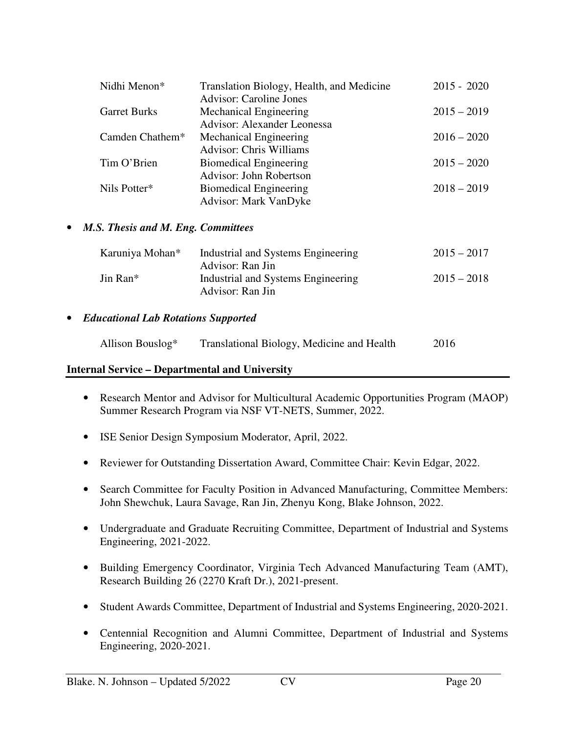| | | |
|---|---|---|
| Nidhi Menon* | Translation Biology, Health, and Medicine<br>Advisor: Caroline Jones | 2015 - 2020 |
| Garret Burks | Mechanical Engineering<br>Advisor: Alexander Leonessa | 2015 – 2019 |
| Camden Chathem* | Mechanical Engineering<br>Advisor: Chris Williams | 2016 – 2020 |
| Tim O'Brien | Biomedical Engineering<br>Advisor: John Robertson | 2015 – 2020 |
| Nils Potter* | Biomedical Engineering<br>Advisor: Mark VanDyke | 2018 – 2019 |

- ***M.S. Thesis and M. Eng. Committees***

| | | |
|---|---|---|
| Karuniya Mohan* | Industrial and Systems Engineering<br>Advisor: Ran Jin | 2015 – 2017 |
| Jin Ran* | Industrial and Systems Engineering<br>Advisor: Ran Jin | 2015 – 2018 |

- ***Educational Lab Rotations Supported***

| | | |
|---|---|---|
| Allison Bouslog* | Translational Biology, Medicine and Health | 2016 |

## Internal Service – Departmental and University

- Research Mentor and Advisor for Multicultural Academic Opportunities Program (MAOP) Summer Research Program via NSF VT-NETS, Summer, 2022.
- ISE Senior Design Symposium Moderator, April, 2022.
- Reviewer for Outstanding Dissertation Award, Committee Chair: Kevin Edgar, 2022.
- Search Committee for Faculty Position in Advanced Manufacturing, Committee Members: John Shewchuk, Laura Savage, Ran Jin, Zhenyu Kong, Blake Johnson, 2022.
- Undergraduate and Graduate Recruiting Committee, Department of Industrial and Systems Engineering, 2021-2022.
- Building Emergency Coordinator, Virginia Tech Advanced Manufacturing Team (AMT), Research Building 26 (2270 Kraft Dr.), 2021-present.
- Student Awards Committee, Department of Industrial and Systems Engineering, 2020-2021.
- Centennial Recognition and Alumni Committee, Department of Industrial and Systems Engineering, 2020-2021.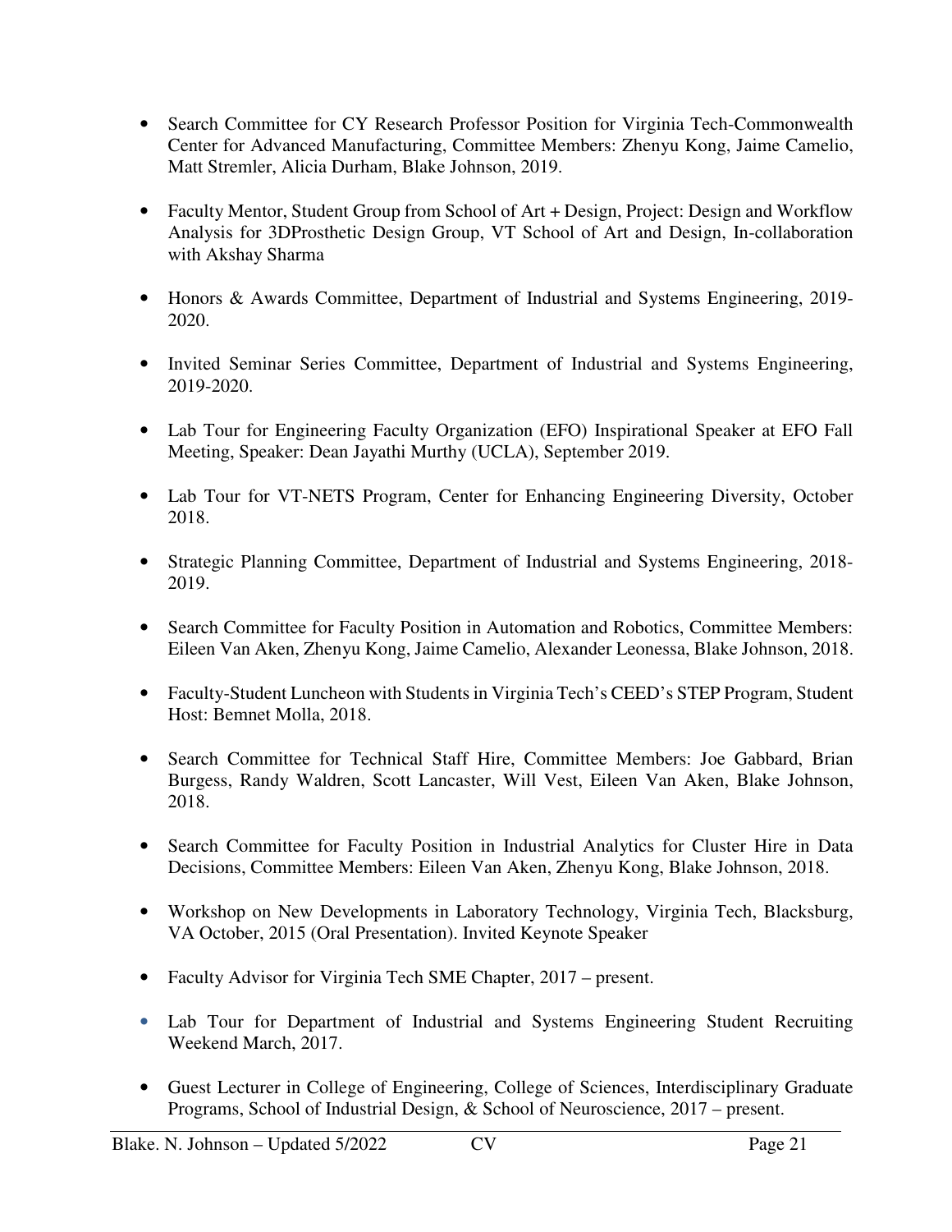- Search Committee for CY Research Professor Position for Virginia Tech-Commonwealth Center for Advanced Manufacturing, Committee Members: Zhenyu Kong, Jaime Camelio, Matt Stremler, Alicia Durham, Blake Johnson, 2019.

- Faculty Mentor, Student Group from School of Art + Design, Project: Design and Workflow Analysis for 3DProsthetic Design Group, VT School of Art and Design, In-collaboration with Akshay Sharma

- Honors & Awards Committee, Department of Industrial and Systems Engineering, 2019-2020.

- Invited Seminar Series Committee, Department of Industrial and Systems Engineering, 2019-2020.

- Lab Tour for Engineering Faculty Organization (EFO) Inspirational Speaker at EFO Fall Meeting, Speaker: Dean Jayathi Murthy (UCLA), September 2019.

- Lab Tour for VT-NETS Program, Center for Enhancing Engineering Diversity, October 2018.

- Strategic Planning Committee, Department of Industrial and Systems Engineering, 2018-2019.

- Search Committee for Faculty Position in Automation and Robotics, Committee Members: Eileen Van Aken, Zhenyu Kong, Jaime Camelio, Alexander Leonessa, Blake Johnson, 2018.

- Faculty-Student Luncheon with Students in Virginia Tech's CEED's STEP Program, Student Host: Bemnet Molla, 2018.

- Search Committee for Technical Staff Hire, Committee Members: Joe Gabbard, Brian Burgess, Randy Waldren, Scott Lancaster, Will Vest, Eileen Van Aken, Blake Johnson, 2018.

- Search Committee for Faculty Position in Industrial Analytics for Cluster Hire in Data Decisions, Committee Members: Eileen Van Aken, Zhenyu Kong, Blake Johnson, 2018.

- Workshop on New Developments in Laboratory Technology, Virginia Tech, Blacksburg, VA October, 2015 (Oral Presentation). Invited Keynote Speaker

- Faculty Advisor for Virginia Tech SME Chapter, 2017 – present.

- Lab Tour for Department of Industrial and Systems Engineering Student Recruiting Weekend March, 2017.

- Guest Lecturer in College of Engineering, College of Sciences, Interdisciplinary Graduate Programs, School of Industrial Design, & School of Neuroscience, 2017 – present.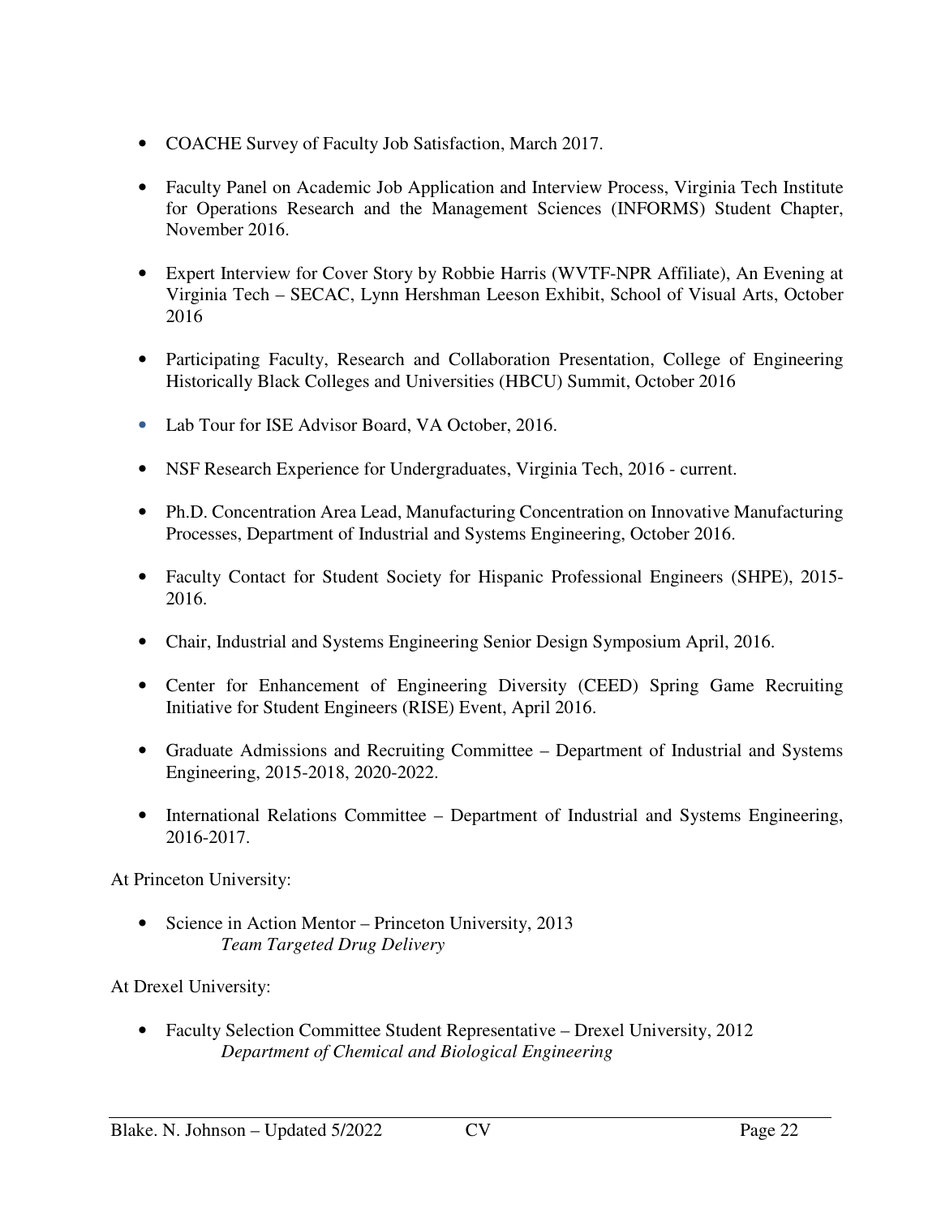- COACHE Survey of Faculty Job Satisfaction, March 2017.
- Faculty Panel on Academic Job Application and Interview Process, Virginia Tech Institute for Operations Research and the Management Sciences (INFORMS) Student Chapter, November 2016.
- Expert Interview for Cover Story by Robbie Harris (WVTF-NPR Affiliate), An Evening at Virginia Tech – SECAC, Lynn Hershman Leeson Exhibit, School of Visual Arts, October 2016
- Participating Faculty, Research and Collaboration Presentation, College of Engineering Historically Black Colleges and Universities (HBCU) Summit, October 2016
- Lab Tour for ISE Advisor Board, VA October, 2016.
- NSF Research Experience for Undergraduates, Virginia Tech, 2016 - current.
- Ph.D. Concentration Area Lead, Manufacturing Concentration on Innovative Manufacturing Processes, Department of Industrial and Systems Engineering, October 2016.
- Faculty Contact for Student Society for Hispanic Professional Engineers (SHPE), 2015-2016.
- Chair, Industrial and Systems Engineering Senior Design Symposium April, 2016.
- Center for Enhancement of Engineering Diversity (CEED) Spring Game Recruiting Initiative for Student Engineers (RISE) Event, April 2016.
- Graduate Admissions and Recruiting Committee – Department of Industrial and Systems Engineering, 2015-2018, 2020-2022.
- International Relations Committee – Department of Industrial and Systems Engineering, 2016-2017.

At Princeton University:

- Science in Action Mentor – Princeton University, 2013
  *Team Targeted Drug Delivery*

At Drexel University:

- Faculty Selection Committee Student Representative – Drexel University, 2012
  *Department of Chemical and Biological Engineering*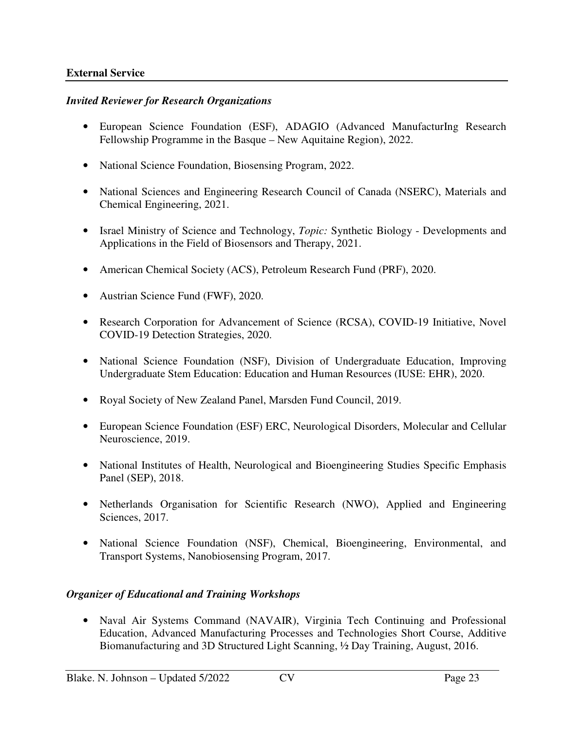## External Service

### *Invited Reviewer for Research Organizations*

- European Science Foundation (ESF), ADAGIO (Advanced ManufacturIng Research Fellowship Programme in the Basque – New Aquitaine Region), 2022.
- National Science Foundation, Biosensing Program, 2022.
- National Sciences and Engineering Research Council of Canada (NSERC), Materials and Chemical Engineering, 2021.
- Israel Ministry of Science and Technology, *Topic:* Synthetic Biology - Developments and Applications in the Field of Biosensors and Therapy, 2021.
- American Chemical Society (ACS), Petroleum Research Fund (PRF), 2020.
- Austrian Science Fund (FWF), 2020.
- Research Corporation for Advancement of Science (RCSA), COVID-19 Initiative, Novel COVID-19 Detection Strategies, 2020.
- National Science Foundation (NSF), Division of Undergraduate Education, Improving Undergraduate Stem Education: Education and Human Resources (IUSE: EHR), 2020.
- Royal Society of New Zealand Panel, Marsden Fund Council, 2019.
- European Science Foundation (ESF) ERC, Neurological Disorders, Molecular and Cellular Neuroscience, 2019.
- National Institutes of Health, Neurological and Bioengineering Studies Specific Emphasis Panel (SEP), 2018.
- Netherlands Organisation for Scientific Research (NWO), Applied and Engineering Sciences, 2017.
- National Science Foundation (NSF), Chemical, Bioengineering, Environmental, and Transport Systems, Nanobiosensing Program, 2017.

### *Organizer of Educational and Training Workshops*

- Naval Air Systems Command (NAVAIR), Virginia Tech Continuing and Professional Education, Advanced Manufacturing Processes and Technologies Short Course, Additive Biomanufacturing and 3D Structured Light Scanning, ½ Day Training, August, 2016.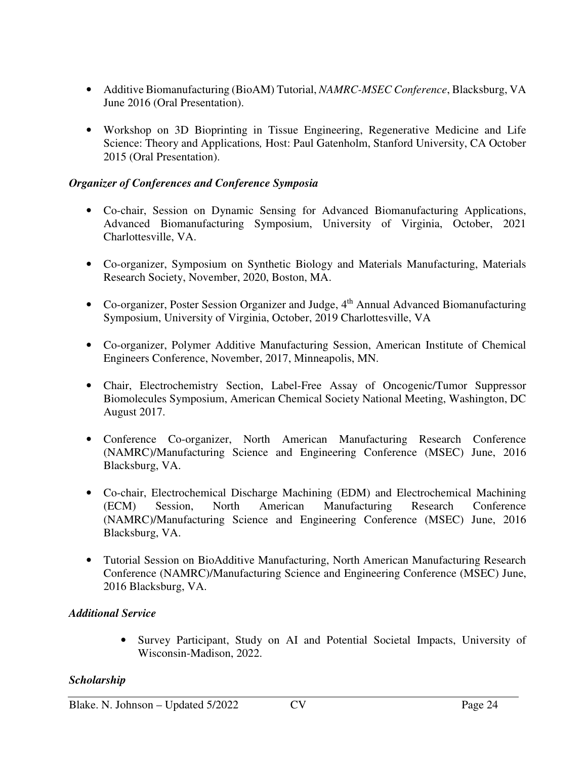- Additive Biomanufacturing (BioAM) Tutorial, *NAMRC-MSEC Conference*, Blacksburg, VA June 2016 (Oral Presentation).

- Workshop on 3D Bioprinting in Tissue Engineering, Regenerative Medicine and Life Science: Theory and Applications*,* Host: Paul Gatenholm, Stanford University, CA October 2015 (Oral Presentation).

### *Organizer of Conferences and Conference Symposia*

- Co-chair, Session on Dynamic Sensing for Advanced Biomanufacturing Applications, Advanced Biomanufacturing Symposium, University of Virginia, October, 2021 Charlottesville, VA.

- Co-organizer, Symposium on Synthetic Biology and Materials Manufacturing, Materials Research Society, November, 2020, Boston, MA.

- Co-organizer, Poster Session Organizer and Judge, 4th Annual Advanced Biomanufacturing Symposium, University of Virginia, October, 2019 Charlottesville, VA

- Co-organizer, Polymer Additive Manufacturing Session, American Institute of Chemical Engineers Conference, November, 2017, Minneapolis, MN.

- Chair, Electrochemistry Section, Label-Free Assay of Oncogenic/Tumor Suppressor Biomolecules Symposium, American Chemical Society National Meeting, Washington, DC August 2017.

- Conference Co-organizer, North American Manufacturing Research Conference (NAMRC)/Manufacturing Science and Engineering Conference (MSEC) June, 2016 Blacksburg, VA.

- Co-chair, Electrochemical Discharge Machining (EDM) and Electrochemical Machining (ECM) Session, North American Manufacturing Research Conference (NAMRC)/Manufacturing Science and Engineering Conference (MSEC) June, 2016 Blacksburg, VA.

- Tutorial Session on BioAdditive Manufacturing, North American Manufacturing Research Conference (NAMRC)/Manufacturing Science and Engineering Conference (MSEC) June, 2016 Blacksburg, VA.

### *Additional Service*

- Survey Participant, Study on AI and Potential Societal Impacts, University of Wisconsin-Madison, 2022.

### *Scholarship*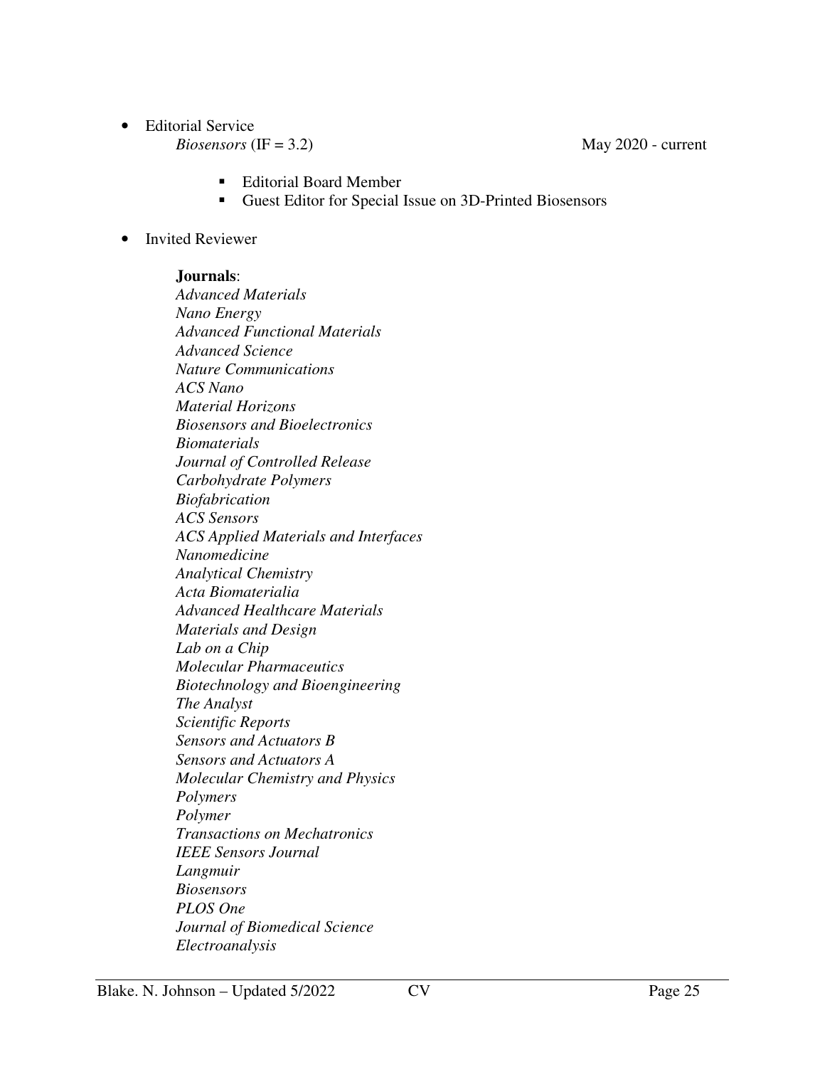- Editorial Service
  *Biosensors* (IF = 3.2) May 2020 - current
    - Editorial Board Member
    - Guest Editor for Special Issue on 3D-Printed Biosensors

- Invited Reviewer

  **Journals**:
  *Advanced Materials*
  *Nano Energy*
  *Advanced Functional Materials*
  *Advanced Science*
  *Nature Communications*
  *ACS Nano*
  *Material Horizons*
  *Biosensors and Bioelectronics*
  *Biomaterials*
  *Journal of Controlled Release*
  *Carbohydrate Polymers*
  *Biofabrication*
  *ACS Sensors*
  *ACS Applied Materials and Interfaces*
  *Nanomedicine*
  *Analytical Chemistry*
  *Acta Biomaterialia*
  *Advanced Healthcare Materials*
  *Materials and Design*
  *Lab on a Chip*
  *Molecular Pharmaceutics*
  *Biotechnology and Bioengineering*
  *The Analyst*
  *Scientific Reports*
  *Sensors and Actuators B*
  *Sensors and Actuators A*
  *Molecular Chemistry and Physics*
  *Polymers*
  *Polymer*
  *Transactions on Mechatronics*
  *IEEE Sensors Journal*
  *Langmuir*
  *Biosensors*
  *PLOS One*
  *Journal of Biomedical Science*
  *Electroanalysis*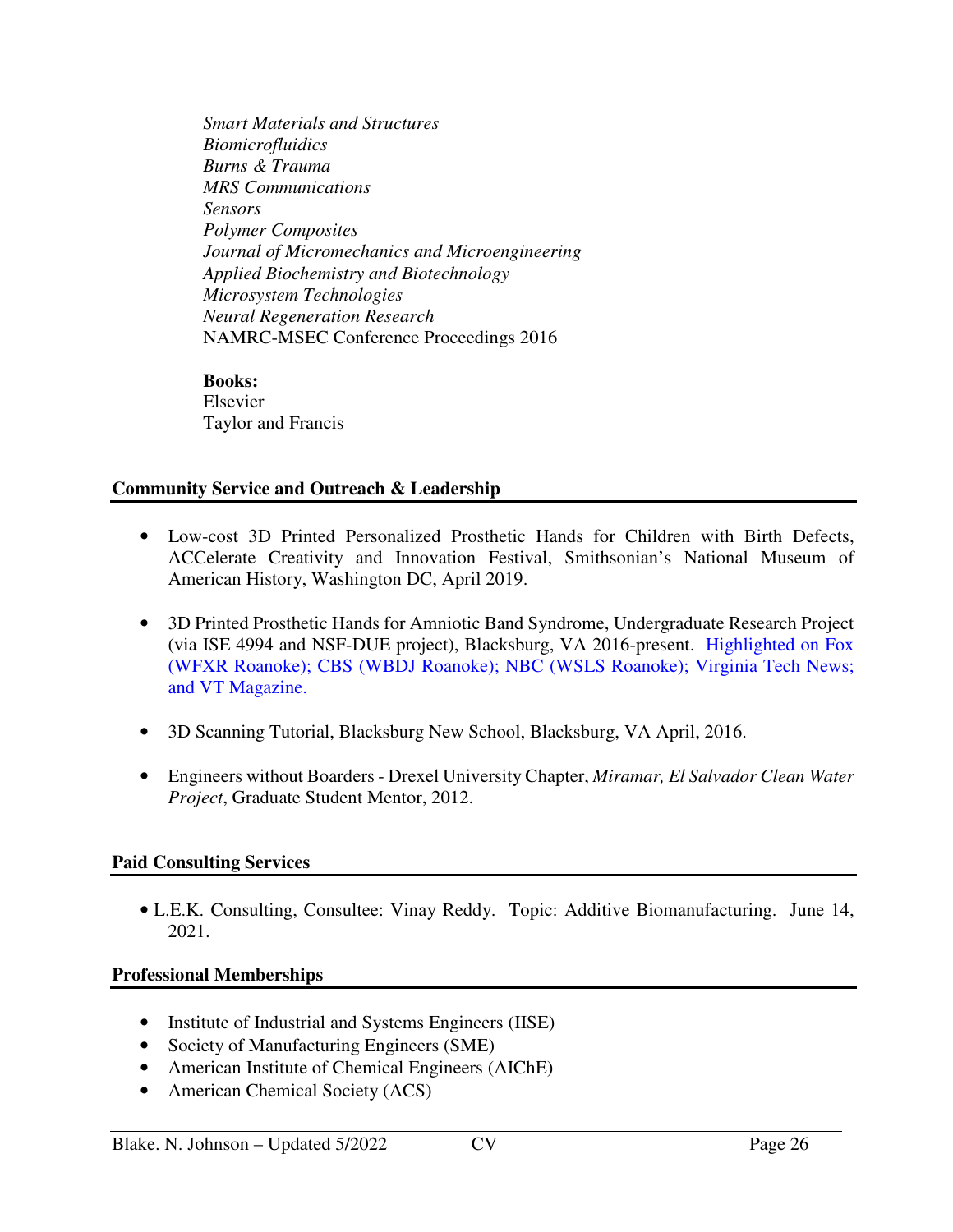*Smart Materials and Structures*
*Biomicrofluidics*
*Burns & Trauma*
*MRS Communications*
*Sensors*
*Polymer Composites*
*Journal of Micromechanics and Microengineering*
*Applied Biochemistry and Biotechnology*
*Microsystem Technologies*
*Neural Regeneration Research*
NAMRC-MSEC Conference Proceedings 2016

**Books:**
Elsevier
Taylor and Francis

## Community Service and Outreach & Leadership

- Low-cost 3D Printed Personalized Prosthetic Hands for Children with Birth Defects, ACCelerate Creativity and Innovation Festival, Smithsonian's National Museum of American History, Washington DC, April 2019.

- 3D Printed Prosthetic Hands for Amniotic Band Syndrome, Undergraduate Research Project (via ISE 4994 and NSF-DUE project), Blacksburg, VA 2016-present. Highlighted on Fox (WFXR Roanoke); CBS (WBDJ Roanoke); NBC (WSLS Roanoke); Virginia Tech News; and VT Magazine.

- 3D Scanning Tutorial, Blacksburg New School, Blacksburg, VA April, 2016.

- Engineers without Boarders - Drexel University Chapter, *Miramar, El Salvador Clean Water Project*, Graduate Student Mentor, 2012.

## Paid Consulting Services

- L.E.K. Consulting, Consultee: Vinay Reddy. Topic: Additive Biomanufacturing. June 14, 2021.

## Professional Memberships

- Institute of Industrial and Systems Engineers (IISE)
- Society of Manufacturing Engineers (SME)
- American Institute of Chemical Engineers (AIChE)
- American Chemical Society (ACS)